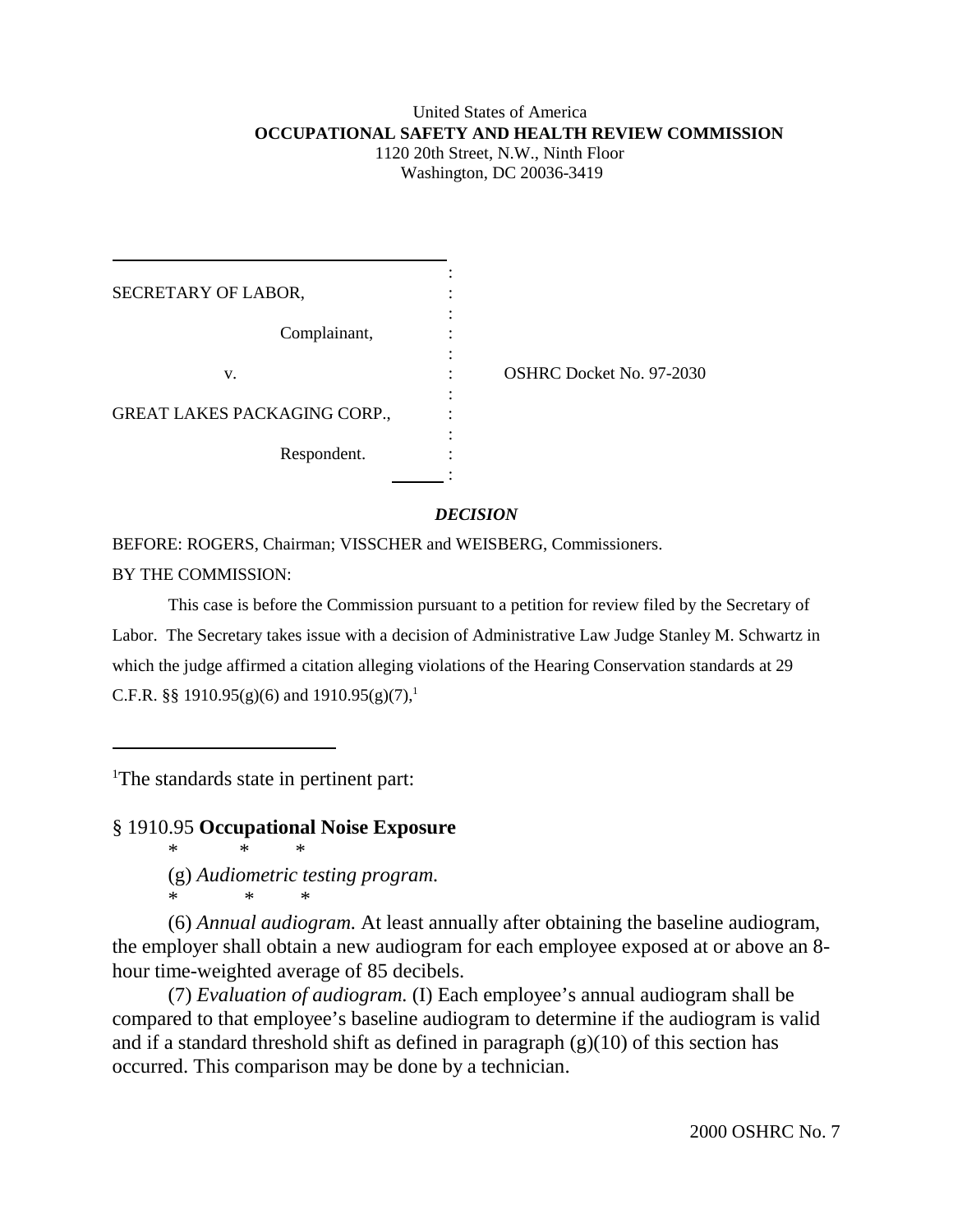United States of America
**OCCUPATIONAL SAFETY AND HEALTH REVIEW COMMISSION**
1120 20th Street, N.W., Ninth Floor
Washington, DC 20036-3419

| | | |
|---|---|---|
| SECRETARY OF LABOR, | : | |
| Complainant, | : | |
| v. | : | OSHRC Docket No. 97-2030 |
| GREAT LAKES PACKAGING CORP., | : | |
| Respondent. | : | |

***DECISION***

BEFORE: ROGERS, Chairman; VISSCHER and WEISBERG, Commissioners.

BY THE COMMISSION:

This case is before the Commission pursuant to a petition for review filed by the Secretary of Labor. The Secretary takes issue with a decision of Administrative Law Judge Stanley M. Schwartz in which the judge affirmed a citation alleging violations of the Hearing Conservation standards at 29 C.F.R. §§ 1910.95(g)(6) and 1910.95(g)(7),[1]

---

[1]The standards state in pertinent part:

§ 1910.95 **Occupational Noise Exposure**

\* \* \*

(g) *Audiometric testing program.*

\* \* \*

(6) *Annual audiogram.* At least annually after obtaining the baseline audiogram, the employer shall obtain a new audiogram for each employee exposed at or above an 8-hour time-weighted average of 85 decibels.

(7) *Evaluation of audiogram.* (I) Each employee's annual audiogram shall be compared to that employee's baseline audiogram to determine if the audiogram is valid and if a standard threshold shift as defined in paragraph (g)(10) of this section has occurred. This comparison may be done by a technician.

2000 OSHRC No. 7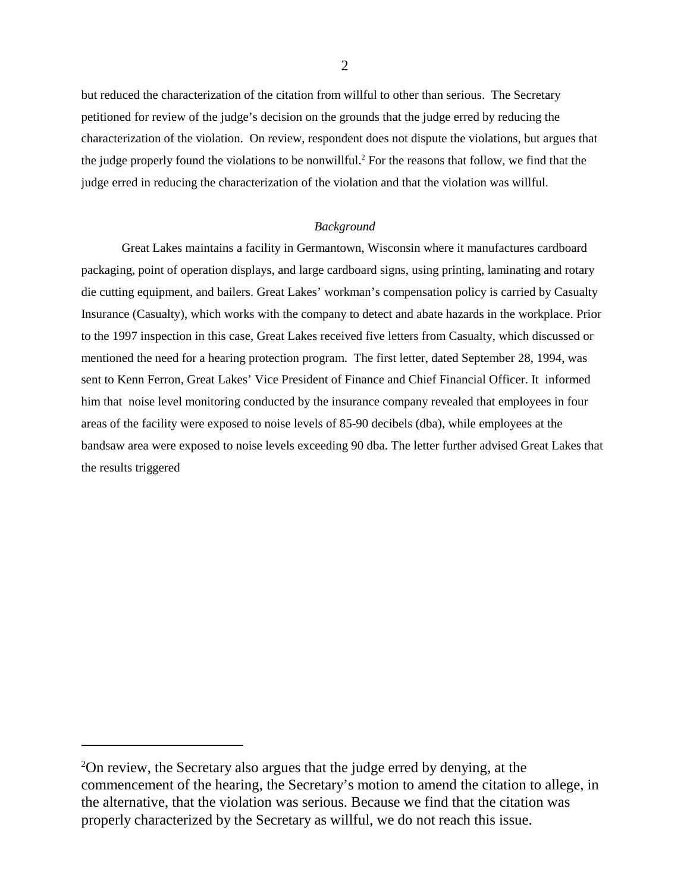but reduced the characterization of the citation from willful to other than serious. The Secretary petitioned for review of the judge's decision on the grounds that the judge erred by reducing the characterization of the violation. On review, respondent does not dispute the violations, but argues that the judge properly found the violations to be nonwillful.[2] For the reasons that follow, we find that the judge erred in reducing the characterization of the violation and that the violation was willful.

*Background*

Great Lakes maintains a facility in Germantown, Wisconsin where it manufactures cardboard packaging, point of operation displays, and large cardboard signs, using printing, laminating and rotary die cutting equipment, and bailers. Great Lakes' workman's compensation policy is carried by Casualty Insurance (Casualty), which works with the company to detect and abate hazards in the workplace. Prior to the 1997 inspection in this case, Great Lakes received five letters from Casualty, which discussed or mentioned the need for a hearing protection program. The first letter, dated September 28, 1994, was sent to Kenn Ferron, Great Lakes' Vice President of Finance and Chief Financial Officer. It informed him that noise level monitoring conducted by the insurance company revealed that employees in four areas of the facility were exposed to noise levels of 85-90 decibels (dba), while employees at the bandsaw area were exposed to noise levels exceeding 90 dba. The letter further advised Great Lakes that the results triggered

---

[2]On review, the Secretary also argues that the judge erred by denying, at the commencement of the hearing, the Secretary's motion to amend the citation to allege, in the alternative, that the violation was serious. Because we find that the citation was properly characterized by the Secretary as willful, we do not reach this issue.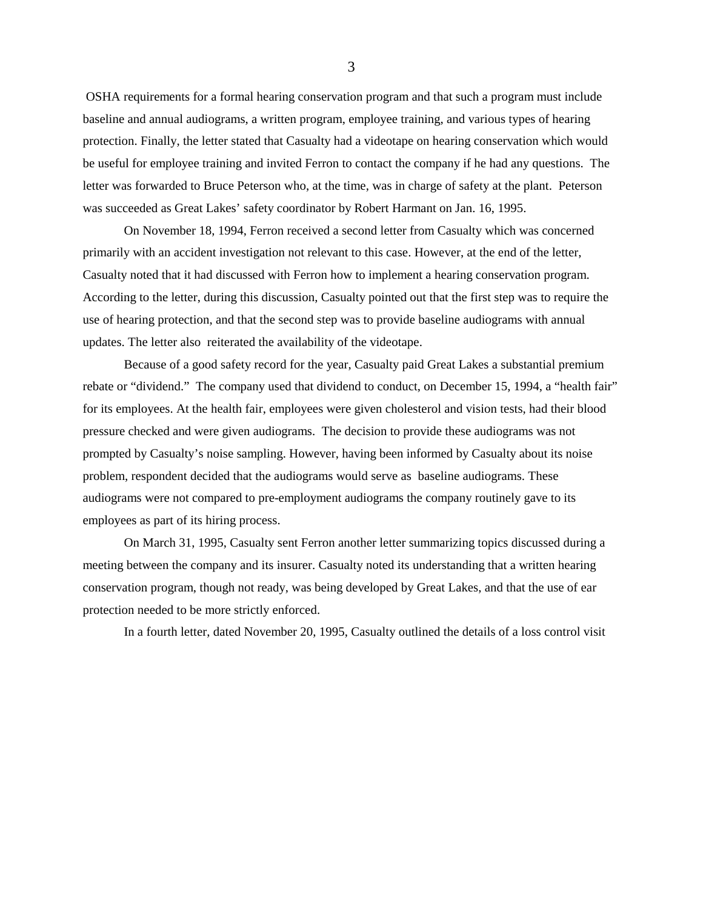OSHA requirements for a formal hearing conservation program and that such a program must include baseline and annual audiograms, a written program, employee training, and various types of hearing protection. Finally, the letter stated that Casualty had a videotape on hearing conservation which would be useful for employee training and invited Ferron to contact the company if he had any questions. The letter was forwarded to Bruce Peterson who, at the time, was in charge of safety at the plant. Peterson was succeeded as Great Lakes' safety coordinator by Robert Harmant on Jan. 16, 1995.

On November 18, 1994, Ferron received a second letter from Casualty which was concerned primarily with an accident investigation not relevant to this case. However, at the end of the letter, Casualty noted that it had discussed with Ferron how to implement a hearing conservation program. According to the letter, during this discussion, Casualty pointed out that the first step was to require the use of hearing protection, and that the second step was to provide baseline audiograms with annual updates. The letter also reiterated the availability of the videotape.

Because of a good safety record for the year, Casualty paid Great Lakes a substantial premium rebate or "dividend." The company used that dividend to conduct, on December 15, 1994, a "health fair" for its employees. At the health fair, employees were given cholesterol and vision tests, had their blood pressure checked and were given audiograms. The decision to provide these audiograms was not prompted by Casualty's noise sampling. However, having been informed by Casualty about its noise problem, respondent decided that the audiograms would serve as baseline audiograms. These audiograms were not compared to pre-employment audiograms the company routinely gave to its employees as part of its hiring process.

On March 31, 1995, Casualty sent Ferron another letter summarizing topics discussed during a meeting between the company and its insurer. Casualty noted its understanding that a written hearing conservation program, though not ready, was being developed by Great Lakes, and that the use of ear protection needed to be more strictly enforced.

In a fourth letter, dated November 20, 1995, Casualty outlined the details of a loss control visit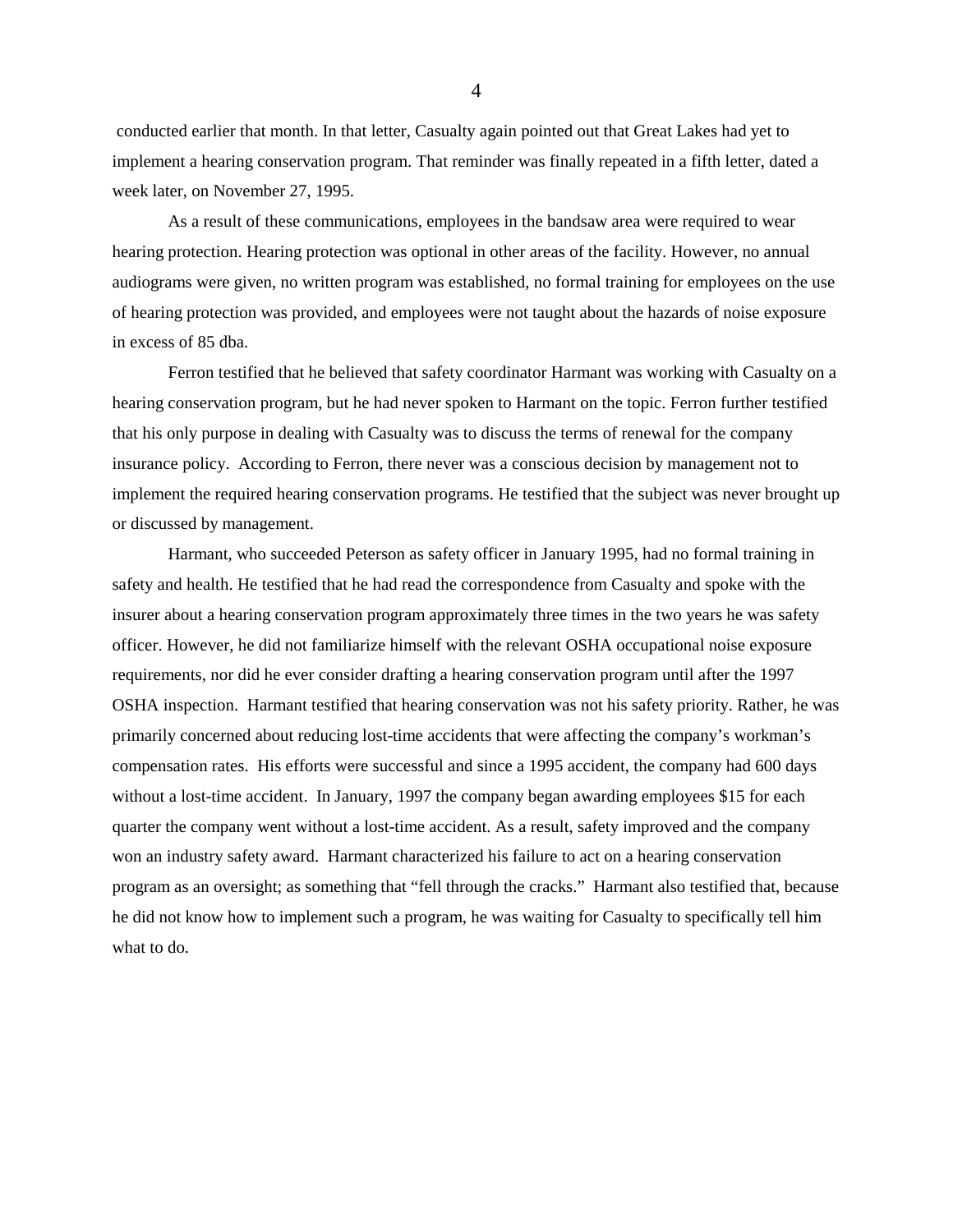conducted earlier that month. In that letter, Casualty again pointed out that Great Lakes had yet to implement a hearing conservation program. That reminder was finally repeated in a fifth letter, dated a week later, on November 27, 1995.

As a result of these communications, employees in the bandsaw area were required to wear hearing protection. Hearing protection was optional in other areas of the facility. However, no annual audiograms were given, no written program was established, no formal training for employees on the use of hearing protection was provided, and employees were not taught about the hazards of noise exposure in excess of 85 dba.

Ferron testified that he believed that safety coordinator Harmant was working with Casualty on a hearing conservation program, but he had never spoken to Harmant on the topic. Ferron further testified that his only purpose in dealing with Casualty was to discuss the terms of renewal for the company insurance policy. According to Ferron, there never was a conscious decision by management not to implement the required hearing conservation programs. He testified that the subject was never brought up or discussed by management.

Harmant, who succeeded Peterson as safety officer in January 1995, had no formal training in safety and health. He testified that he had read the correspondence from Casualty and spoke with the insurer about a hearing conservation program approximately three times in the two years he was safety officer. However, he did not familiarize himself with the relevant OSHA occupational noise exposure requirements, nor did he ever consider drafting a hearing conservation program until after the 1997 OSHA inspection. Harmant testified that hearing conservation was not his safety priority. Rather, he was primarily concerned about reducing lost-time accidents that were affecting the company's workman's compensation rates. His efforts were successful and since a 1995 accident, the company had 600 days without a lost-time accident. In January, 1997 the company began awarding employees $15 for each quarter the company went without a lost-time accident. As a result, safety improved and the company won an industry safety award. Harmant characterized his failure to act on a hearing conservation program as an oversight; as something that "fell through the cracks." Harmant also testified that, because he did not know how to implement such a program, he was waiting for Casualty to specifically tell him what to do.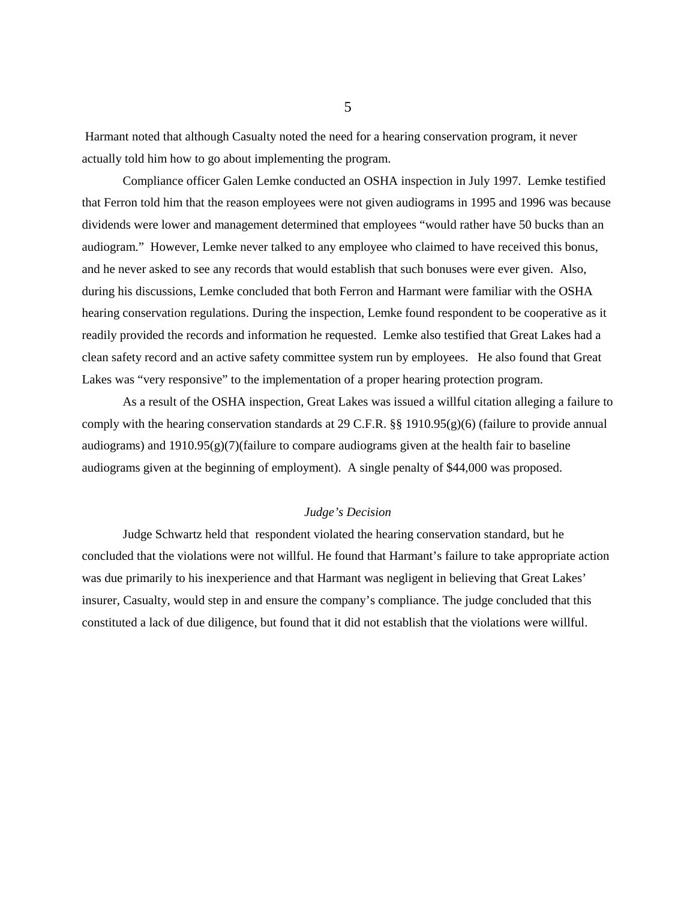Harmant noted that although Casualty noted the need for a hearing conservation program, it never actually told him how to go about implementing the program.

Compliance officer Galen Lemke conducted an OSHA inspection in July 1997. Lemke testified that Ferron told him that the reason employees were not given audiograms in 1995 and 1996 was because dividends were lower and management determined that employees "would rather have 50 bucks than an audiogram." However, Lemke never talked to any employee who claimed to have received this bonus, and he never asked to see any records that would establish that such bonuses were ever given. Also, during his discussions, Lemke concluded that both Ferron and Harmant were familiar with the OSHA hearing conservation regulations. During the inspection, Lemke found respondent to be cooperative as it readily provided the records and information he requested. Lemke also testified that Great Lakes had a clean safety record and an active safety committee system run by employees. He also found that Great Lakes was "very responsive" to the implementation of a proper hearing protection program.

As a result of the OSHA inspection, Great Lakes was issued a willful citation alleging a failure to comply with the hearing conservation standards at 29 C.F.R. §§ 1910.95(g)(6) (failure to provide annual audiograms) and 1910.95(g)(7)(failure to compare audiograms given at the health fair to baseline audiograms given at the beginning of employment). A single penalty of $44,000 was proposed.

### *Judge's Decision*

Judge Schwartz held that respondent violated the hearing conservation standard, but he concluded that the violations were not willful. He found that Harmant's failure to take appropriate action was due primarily to his inexperience and that Harmant was negligent in believing that Great Lakes' insurer, Casualty, would step in and ensure the company's compliance. The judge concluded that this constituted a lack of due diligence, but found that it did not establish that the violations were willful.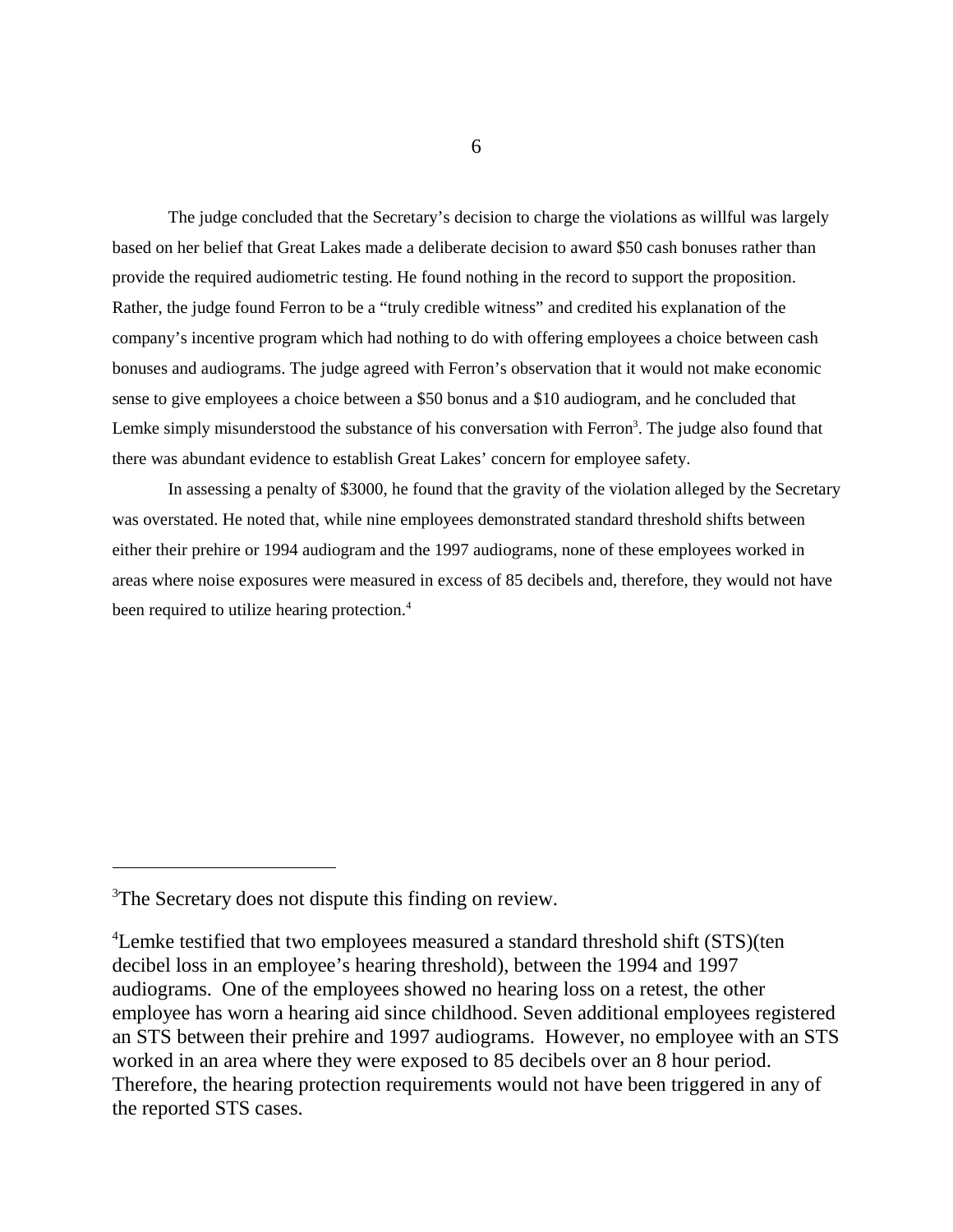The judge concluded that the Secretary's decision to charge the violations as willful was largely based on her belief that Great Lakes made a deliberate decision to award $50 cash bonuses rather than provide the required audiometric testing. He found nothing in the record to support the proposition. Rather, the judge found Ferron to be a "truly credible witness" and credited his explanation of the company's incentive program which had nothing to do with offering employees a choice between cash bonuses and audiograms. The judge agreed with Ferron's observation that it would not make economic sense to give employees a choice between a $50 bonus and a $10 audiogram, and he concluded that Lemke simply misunderstood the substance of his conversation with Ferron[3]. The judge also found that there was abundant evidence to establish Great Lakes' concern for employee safety.

In assessing a penalty of $3000, he found that the gravity of the violation alleged by the Secretary was overstated. He noted that, while nine employees demonstrated standard threshold shifts between either their prehire or 1994 audiogram and the 1997 audiograms, none of these employees worked in areas where noise exposures were measured in excess of 85 decibels and, therefore, they would not have been required to utilize hearing protection.[4]

---

[3]The Secretary does not dispute this finding on review.

[4]Lemke testified that two employees measured a standard threshold shift (STS)(ten decibel loss in an employee's hearing threshold), between the 1994 and 1997 audiograms. One of the employees showed no hearing loss on a retest, the other employee has worn a hearing aid since childhood. Seven additional employees registered an STS between their prehire and 1997 audiograms. However, no employee with an STS worked in an area where they were exposed to 85 decibels over an 8 hour period. Therefore, the hearing protection requirements would not have been triggered in any of the reported STS cases.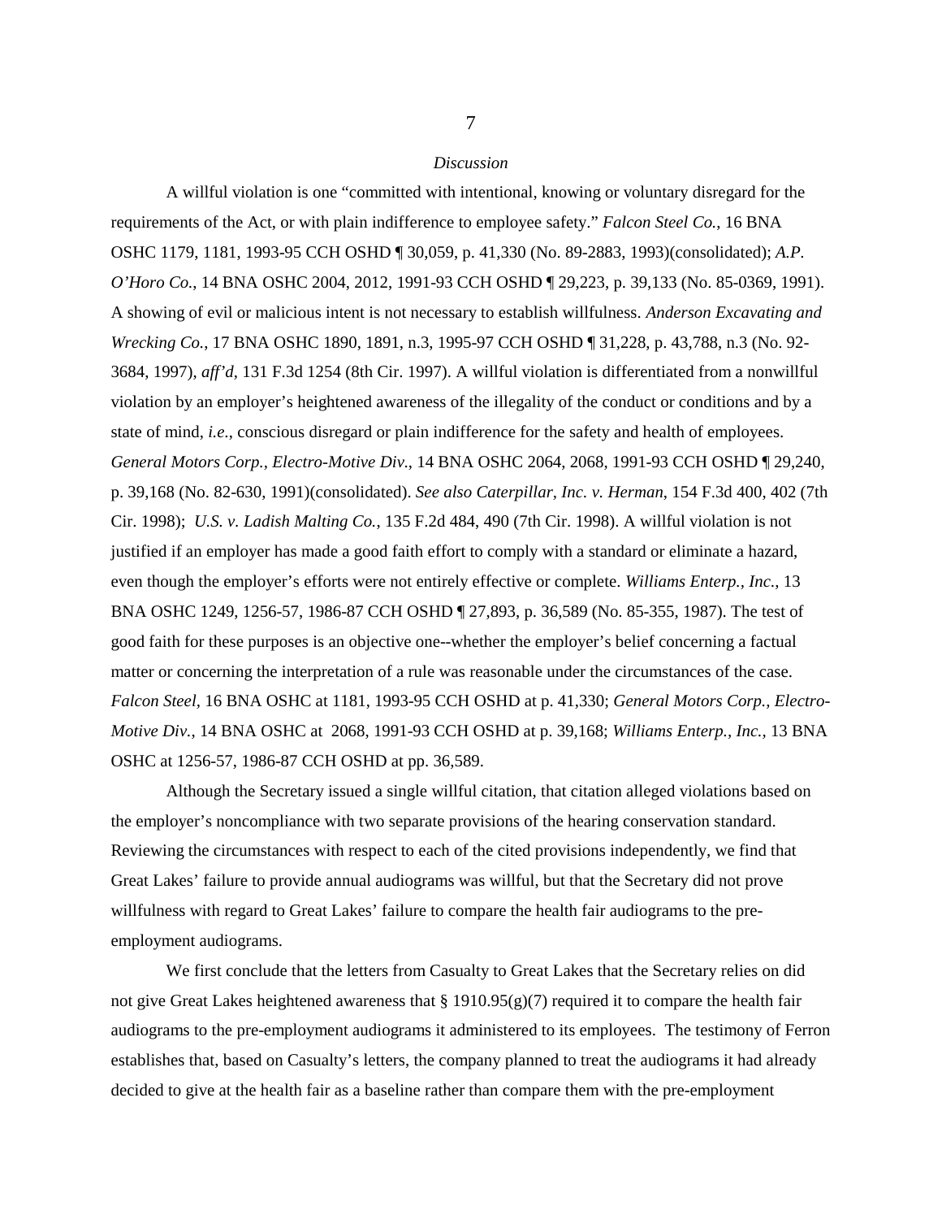*Discussion*

A willful violation is one "committed with intentional, knowing or voluntary disregard for the requirements of the Act, or with plain indifference to employee safety." *Falcon Steel Co.,* 16 BNA OSHC 1179, 1181, 1993-95 CCH OSHD ¶ 30,059, p. 41,330 (No. 89-2883, 1993)(consolidated); *A.P. O'Horo Co.,* 14 BNA OSHC 2004, 2012, 1991-93 CCH OSHD ¶ 29,223, p. 39,133 (No. 85-0369, 1991). A showing of evil or malicious intent is not necessary to establish willfulness. *Anderson Excavating and Wrecking Co.,* 17 BNA OSHC 1890, 1891, n.3, 1995-97 CCH OSHD ¶ 31,228, p. 43,788, n.3 (No. 92-3684, 1997), *aff'd,* 131 F.3d 1254 (8th Cir. 1997). A willful violation is differentiated from a nonwillful violation by an employer's heightened awareness of the illegality of the conduct or conditions and by a state of mind, *i.e.*, conscious disregard or plain indifference for the safety and health of employees. *General Motors Corp., Electro-Motive Div.,* 14 BNA OSHC 2064, 2068, 1991-93 CCH OSHD ¶ 29,240, p. 39,168 (No. 82-630, 1991)(consolidated). *See also Caterpillar, Inc. v. Herman*, 154 F.3d 400, 402 (7th Cir. 1998); *U.S. v. Ladish Malting Co.*, 135 F.2d 484, 490 (7th Cir. 1998). A willful violation is not justified if an employer has made a good faith effort to comply with a standard or eliminate a hazard, even though the employer's efforts were not entirely effective or complete. *Williams Enterp., Inc*., 13 BNA OSHC 1249, 1256-57, 1986-87 CCH OSHD ¶ 27,893, p. 36,589 (No. 85-355, 1987). The test of good faith for these purposes is an objective one--whether the employer's belief concerning a factual matter or concerning the interpretation of a rule was reasonable under the circumstances of the case. *Falcon Steel,* 16 BNA OSHC at 1181, 1993-95 CCH OSHD at p. 41,330; *General Motors Corp., Electro-Motive Div.,* 14 BNA OSHC at 2068, 1991-93 CCH OSHD at p. 39,168; *Williams Enterp., Inc.,* 13 BNA OSHC at 1256-57, 1986-87 CCH OSHD at pp. 36,589.

Although the Secretary issued a single willful citation, that citation alleged violations based on the employer's noncompliance with two separate provisions of the hearing conservation standard. Reviewing the circumstances with respect to each of the cited provisions independently, we find that Great Lakes' failure to provide annual audiograms was willful, but that the Secretary did not prove willfulness with regard to Great Lakes' failure to compare the health fair audiograms to the pre-employment audiograms.

We first conclude that the letters from Casualty to Great Lakes that the Secretary relies on did not give Great Lakes heightened awareness that § 1910.95(g)(7) required it to compare the health fair audiograms to the pre-employment audiograms it administered to its employees. The testimony of Ferron establishes that, based on Casualty's letters, the company planned to treat the audiograms it had already decided to give at the health fair as a baseline rather than compare them with the pre-employment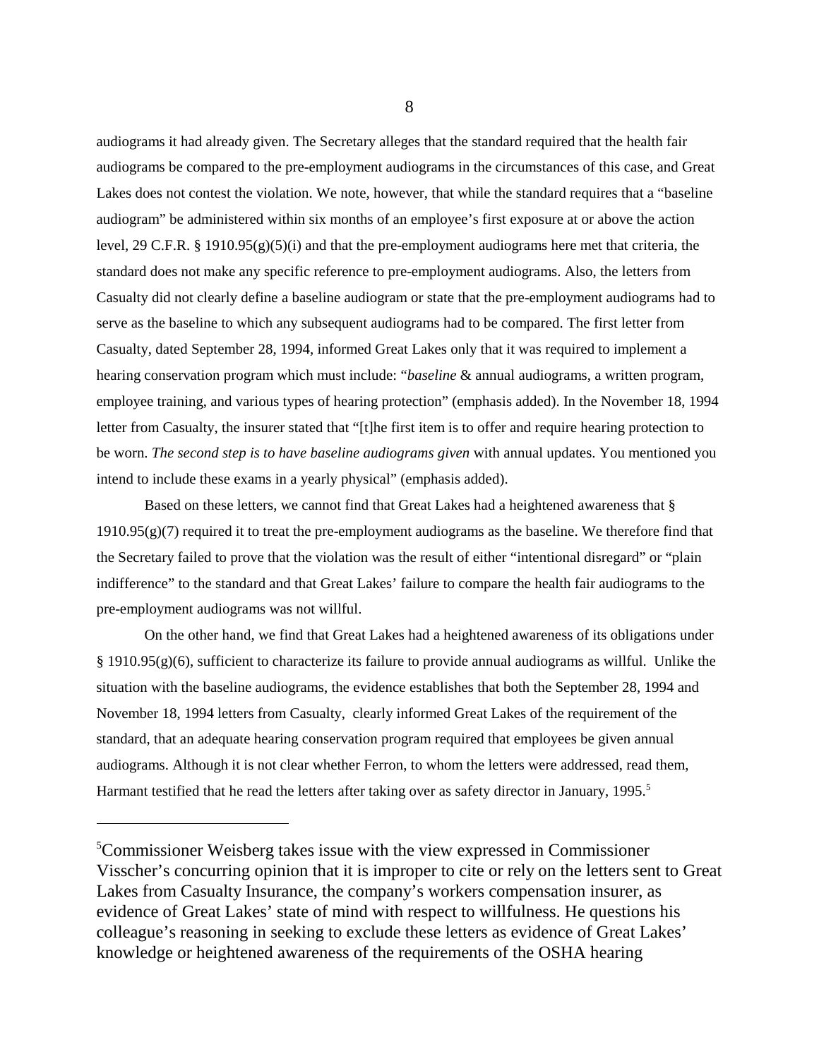audiograms it had already given. The Secretary alleges that the standard required that the health fair audiograms be compared to the pre-employment audiograms in the circumstances of this case, and Great Lakes does not contest the violation. We note, however, that while the standard requires that a "baseline audiogram" be administered within six months of an employee's first exposure at or above the action level, 29 C.F.R. § 1910.95(g)(5)(i) and that the pre-employment audiograms here met that criteria, the standard does not make any specific reference to pre-employment audiograms. Also, the letters from Casualty did not clearly define a baseline audiogram or state that the pre-employment audiograms had to serve as the baseline to which any subsequent audiograms had to be compared. The first letter from Casualty, dated September 28, 1994, informed Great Lakes only that it was required to implement a hearing conservation program which must include: "*baseline* & annual audiograms, a written program, employee training, and various types of hearing protection" (emphasis added). In the November 18, 1994 letter from Casualty, the insurer stated that "[t]he first item is to offer and require hearing protection to be worn. *The second step is to have baseline audiograms given* with annual updates. You mentioned you intend to include these exams in a yearly physical" (emphasis added).

Based on these letters, we cannot find that Great Lakes had a heightened awareness that § 1910.95(g)(7) required it to treat the pre-employment audiograms as the baseline. We therefore find that the Secretary failed to prove that the violation was the result of either "intentional disregard" or "plain indifference" to the standard and that Great Lakes' failure to compare the health fair audiograms to the pre-employment audiograms was not willful.

On the other hand, we find that Great Lakes had a heightened awareness of its obligations under § 1910.95(g)(6), sufficient to characterize its failure to provide annual audiograms as willful. Unlike the situation with the baseline audiograms, the evidence establishes that both the September 28, 1994 and November 18, 1994 letters from Casualty, clearly informed Great Lakes of the requirement of the standard, that an adequate hearing conservation program required that employees be given annual audiograms. Although it is not clear whether Ferron, to whom the letters were addressed, read them, Harmant testified that he read the letters after taking over as safety director in January, 1995.[5]

[5]Commissioner Weisberg takes issue with the view expressed in Commissioner Visscher's concurring opinion that it is improper to cite or rely on the letters sent to Great Lakes from Casualty Insurance, the company's workers compensation insurer, as evidence of Great Lakes' state of mind with respect to willfulness. He questions his colleague's reasoning in seeking to exclude these letters as evidence of Great Lakes' knowledge or heightened awareness of the requirements of the OSHA hearing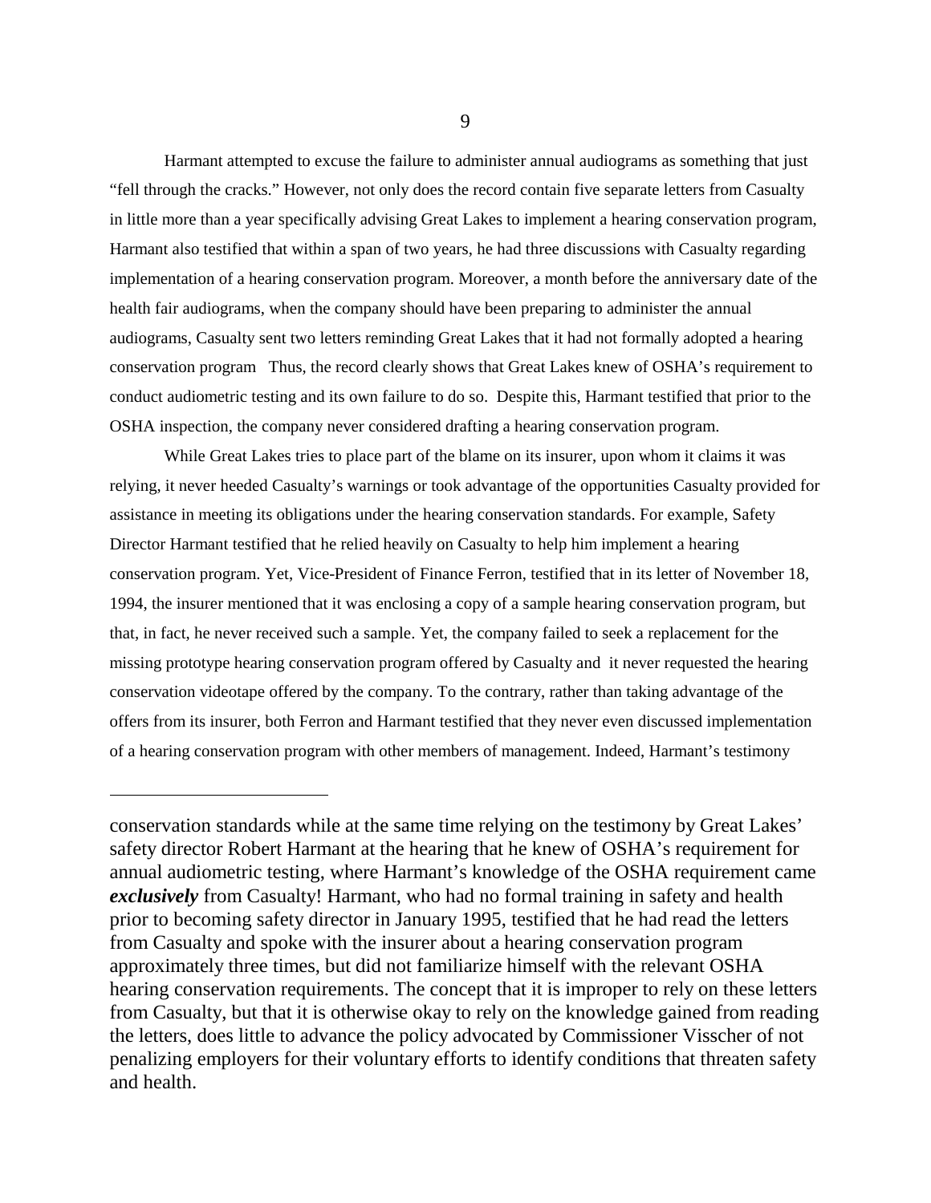Harmant attempted to excuse the failure to administer annual audiograms as something that just "fell through the cracks." However, not only does the record contain five separate letters from Casualty in little more than a year specifically advising Great Lakes to implement a hearing conservation program, Harmant also testified that within a span of two years, he had three discussions with Casualty regarding implementation of a hearing conservation program. Moreover, a month before the anniversary date of the health fair audiograms, when the company should have been preparing to administer the annual audiograms, Casualty sent two letters reminding Great Lakes that it had not formally adopted a hearing conservation program Thus, the record clearly shows that Great Lakes knew of OSHA's requirement to conduct audiometric testing and its own failure to do so. Despite this, Harmant testified that prior to the OSHA inspection, the company never considered drafting a hearing conservation program.

While Great Lakes tries to place part of the blame on its insurer, upon whom it claims it was relying, it never heeded Casualty's warnings or took advantage of the opportunities Casualty provided for assistance in meeting its obligations under the hearing conservation standards. For example, Safety Director Harmant testified that he relied heavily on Casualty to help him implement a hearing conservation program. Yet, Vice-President of Finance Ferron, testified that in its letter of November 18, 1994, the insurer mentioned that it was enclosing a copy of a sample hearing conservation program, but that, in fact, he never received such a sample. Yet, the company failed to seek a replacement for the missing prototype hearing conservation program offered by Casualty and it never requested the hearing conservation videotape offered by the company. To the contrary, rather than taking advantage of the offers from its insurer, both Ferron and Harmant testified that they never even discussed implementation of a hearing conservation program with other members of management. Indeed, Harmant's testimony

---

conservation standards while at the same time relying on the testimony by Great Lakes' safety director Robert Harmant at the hearing that he knew of OSHA's requirement for annual audiometric testing, where Harmant's knowledge of the OSHA requirement came ***exclusively*** from Casualty! Harmant, who had no formal training in safety and health prior to becoming safety director in January 1995, testified that he had read the letters from Casualty and spoke with the insurer about a hearing conservation program approximately three times, but did not familiarize himself with the relevant OSHA hearing conservation requirements. The concept that it is improper to rely on these letters from Casualty, but that it is otherwise okay to rely on the knowledge gained from reading the letters, does little to advance the policy advocated by Commissioner Visscher of not penalizing employers for their voluntary efforts to identify conditions that threaten safety and health.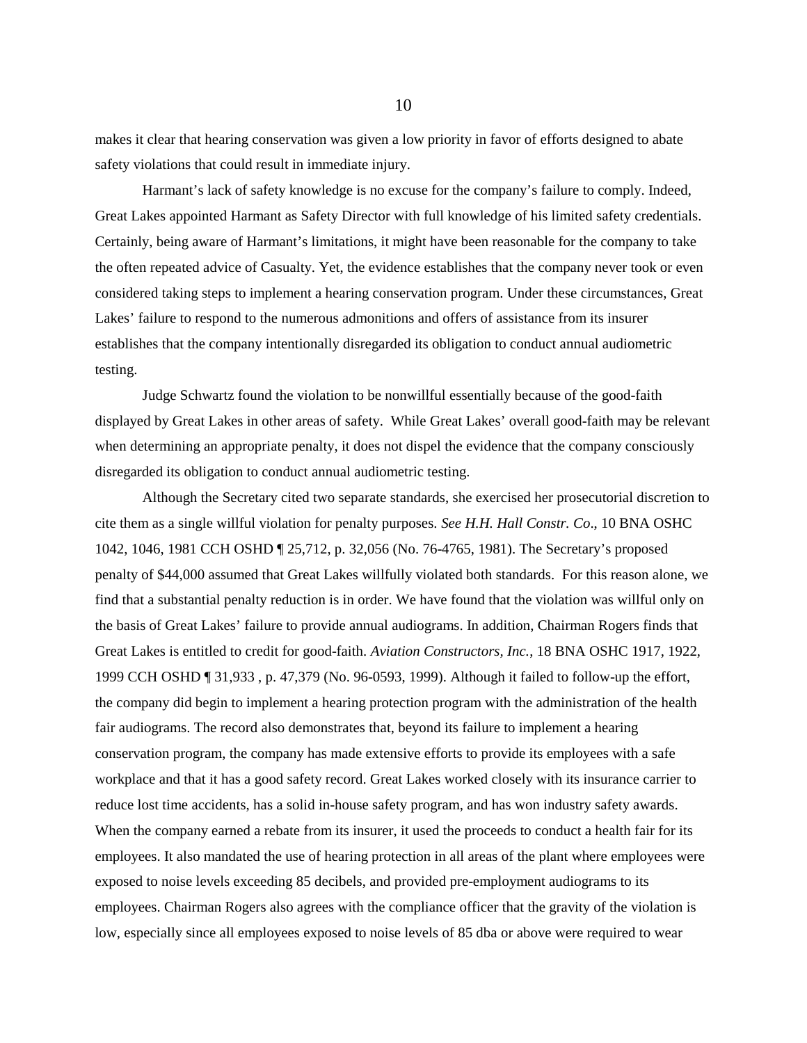makes it clear that hearing conservation was given a low priority in favor of efforts designed to abate safety violations that could result in immediate injury.

Harmant's lack of safety knowledge is no excuse for the company's failure to comply. Indeed, Great Lakes appointed Harmant as Safety Director with full knowledge of his limited safety credentials. Certainly, being aware of Harmant's limitations, it might have been reasonable for the company to take the often repeated advice of Casualty. Yet, the evidence establishes that the company never took or even considered taking steps to implement a hearing conservation program. Under these circumstances, Great Lakes' failure to respond to the numerous admonitions and offers of assistance from its insurer establishes that the company intentionally disregarded its obligation to conduct annual audiometric testing.

Judge Schwartz found the violation to be nonwillful essentially because of the good-faith displayed by Great Lakes in other areas of safety. While Great Lakes' overall good-faith may be relevant when determining an appropriate penalty, it does not dispel the evidence that the company consciously disregarded its obligation to conduct annual audiometric testing.

Although the Secretary cited two separate standards, she exercised her prosecutorial discretion to cite them as a single willful violation for penalty purposes. *See H.H. Hall Constr. Co*., 10 BNA OSHC 1042, 1046, 1981 CCH OSHD ¶ 25,712, p. 32,056 (No. 76-4765, 1981). The Secretary's proposed penalty of $44,000 assumed that Great Lakes willfully violated both standards. For this reason alone, we find that a substantial penalty reduction is in order. We have found that the violation was willful only on the basis of Great Lakes' failure to provide annual audiograms. In addition, Chairman Rogers finds that Great Lakes is entitled to credit for good-faith. *Aviation Constructors, Inc.*, 18 BNA OSHC 1917, 1922, 1999 CCH OSHD ¶ 31,933 , p. 47,379 (No. 96-0593, 1999). Although it failed to follow-up the effort, the company did begin to implement a hearing protection program with the administration of the health fair audiograms. The record also demonstrates that, beyond its failure to implement a hearing conservation program, the company has made extensive efforts to provide its employees with a safe workplace and that it has a good safety record. Great Lakes worked closely with its insurance carrier to reduce lost time accidents, has a solid in-house safety program, and has won industry safety awards. When the company earned a rebate from its insurer, it used the proceeds to conduct a health fair for its employees. It also mandated the use of hearing protection in all areas of the plant where employees were exposed to noise levels exceeding 85 decibels, and provided pre-employment audiograms to its employees. Chairman Rogers also agrees with the compliance officer that the gravity of the violation is low, especially since all employees exposed to noise levels of 85 dba or above were required to wear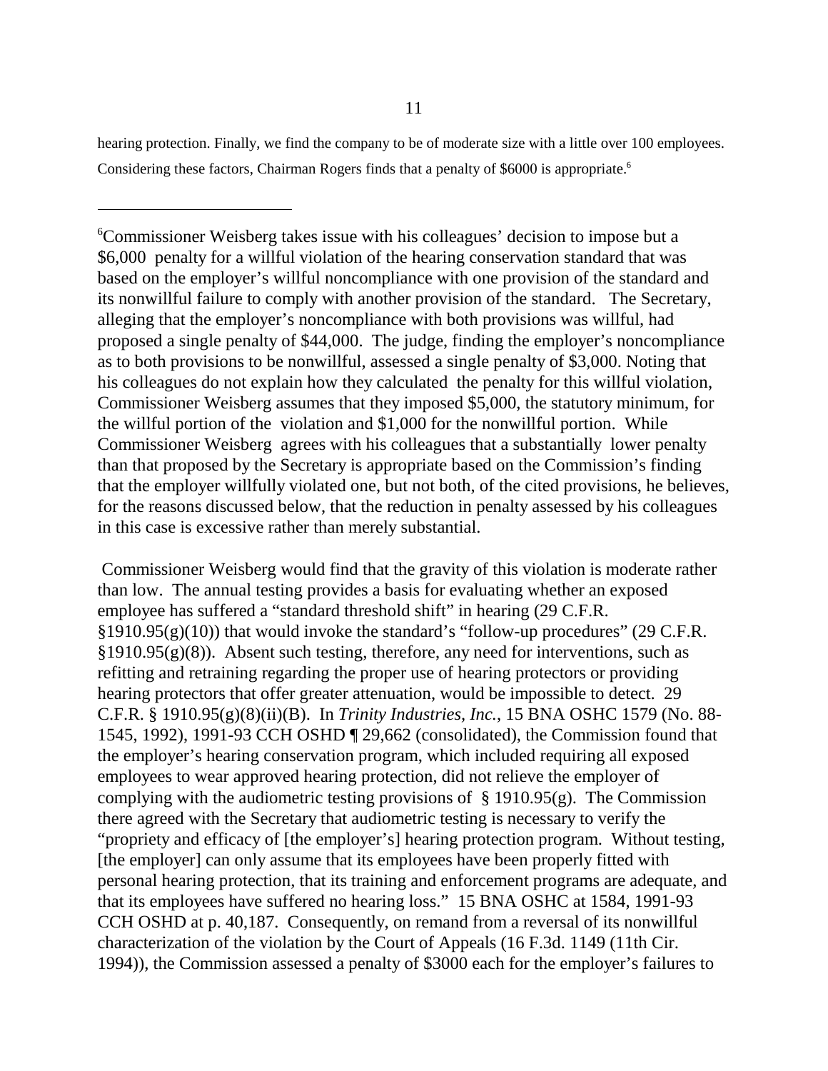hearing protection. Finally, we find the company to be of moderate size with a little over 100 employees. Considering these factors, Chairman Rogers finds that a penalty of $6000 is appropriate.[6]

---

[6]Commissioner Weisberg takes issue with his colleagues' decision to impose but a $6,000 penalty for a willful violation of the hearing conservation standard that was based on the employer's willful noncompliance with one provision of the standard and its nonwillful failure to comply with another provision of the standard. The Secretary, alleging that the employer's noncompliance with both provisions was willful, had proposed a single penalty of $44,000. The judge, finding the employer's noncompliance as to both provisions to be nonwillful, assessed a single penalty of $3,000. Noting that his colleagues do not explain how they calculated the penalty for this willful violation, Commissioner Weisberg assumes that they imposed $5,000, the statutory minimum, for the willful portion of the violation and $1,000 for the nonwillful portion. While Commissioner Weisberg agrees with his colleagues that a substantially lower penalty than that proposed by the Secretary is appropriate based on the Commission's finding that the employer willfully violated one, but not both, of the cited provisions, he believes, for the reasons discussed below, that the reduction in penalty assessed by his colleagues in this case is excessive rather than merely substantial.

Commissioner Weisberg would find that the gravity of this violation is moderate rather than low. The annual testing provides a basis for evaluating whether an exposed employee has suffered a "standard threshold shift" in hearing (29 C.F.R. §1910.95(g)(10)) that would invoke the standard's "follow-up procedures" (29 C.F.R. §1910.95(g)(8)). Absent such testing, therefore, any need for interventions, such as refitting and retraining regarding the proper use of hearing protectors or providing hearing protectors that offer greater attenuation, would be impossible to detect. 29 C.F.R. § 1910.95(g)(8)(ii)(B). In *Trinity Industries, Inc.*, 15 BNA OSHC 1579 (No. 88-1545, 1992), 1991-93 CCH OSHD ¶ 29,662 (consolidated), the Commission found that the employer's hearing conservation program, which included requiring all exposed employees to wear approved hearing protection, did not relieve the employer of complying with the audiometric testing provisions of § 1910.95(g). The Commission there agreed with the Secretary that audiometric testing is necessary to verify the "propriety and efficacy of [the employer's] hearing protection program. Without testing, [the employer] can only assume that its employees have been properly fitted with personal hearing protection, that its training and enforcement programs are adequate, and that its employees have suffered no hearing loss." 15 BNA OSHC at 1584, 1991-93 CCH OSHD at p. 40,187. Consequently, on remand from a reversal of its nonwillful characterization of the violation by the Court of Appeals (16 F.3d. 1149 (11th Cir. 1994)), the Commission assessed a penalty of $3000 each for the employer's failures to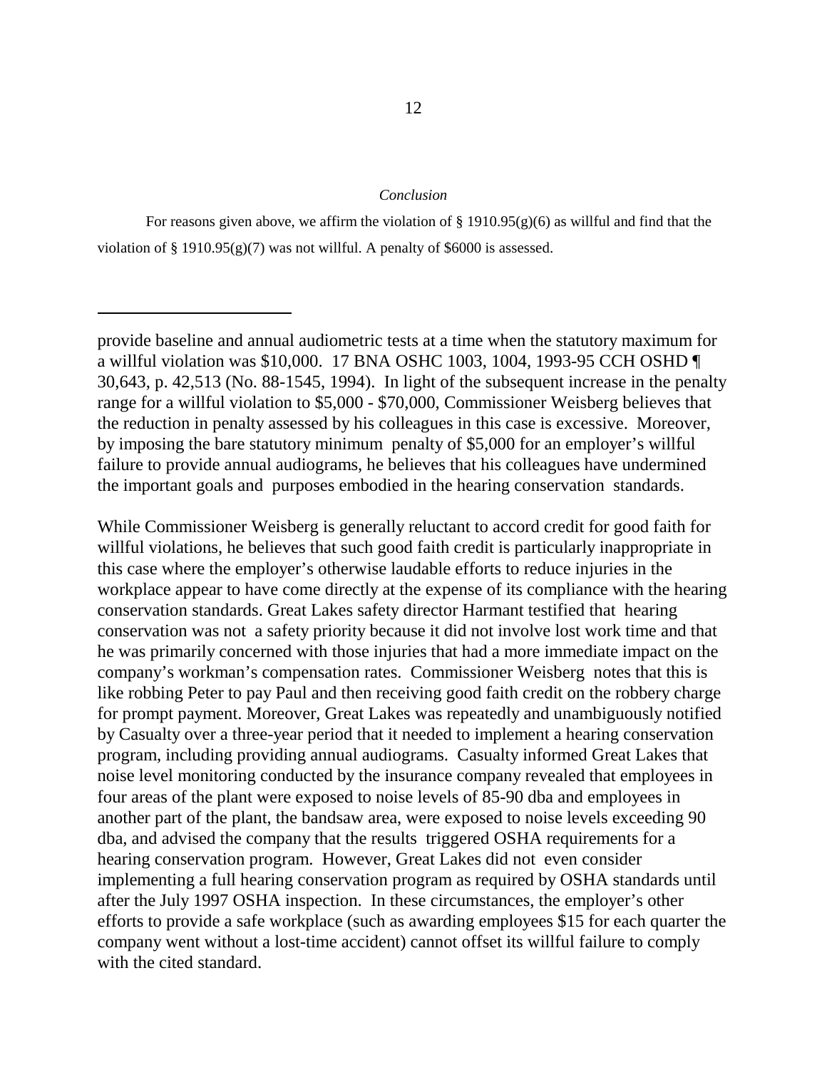*Conclusion*

For reasons given above, we affirm the violation of § 1910.95(g)(6) as willful and find that the violation of § 1910.95(g)(7) was not willful. A penalty of $6000 is assessed.

---

provide baseline and annual audiometric tests at a time when the statutory maximum for a willful violation was $10,000. 17 BNA OSHC 1003, 1004, 1993-95 CCH OSHD ¶ 30,643, p. 42,513 (No. 88-1545, 1994). In light of the subsequent increase in the penalty range for a willful violation to $5,000 - $70,000, Commissioner Weisberg believes that the reduction in penalty assessed by his colleagues in this case is excessive. Moreover, by imposing the bare statutory minimum penalty of $5,000 for an employer's willful failure to provide annual audiograms, he believes that his colleagues have undermined the important goals and purposes embodied in the hearing conservation standards.

While Commissioner Weisberg is generally reluctant to accord credit for good faith for willful violations, he believes that such good faith credit is particularly inappropriate in this case where the employer's otherwise laudable efforts to reduce injuries in the workplace appear to have come directly at the expense of its compliance with the hearing conservation standards. Great Lakes safety director Harmant testified that hearing conservation was not a safety priority because it did not involve lost work time and that he was primarily concerned with those injuries that had a more immediate impact on the company's workman's compensation rates. Commissioner Weisberg notes that this is like robbing Peter to pay Paul and then receiving good faith credit on the robbery charge for prompt payment. Moreover, Great Lakes was repeatedly and unambiguously notified by Casualty over a three-year period that it needed to implement a hearing conservation program, including providing annual audiograms. Casualty informed Great Lakes that noise level monitoring conducted by the insurance company revealed that employees in four areas of the plant were exposed to noise levels of 85-90 dba and employees in another part of the plant, the bandsaw area, were exposed to noise levels exceeding 90 dba, and advised the company that the results triggered OSHA requirements for a hearing conservation program. However, Great Lakes did not even consider implementing a full hearing conservation program as required by OSHA standards until after the July 1997 OSHA inspection. In these circumstances, the employer's other efforts to provide a safe workplace (such as awarding employees $15 for each quarter the company went without a lost-time accident) cannot offset its willful failure to comply with the cited standard.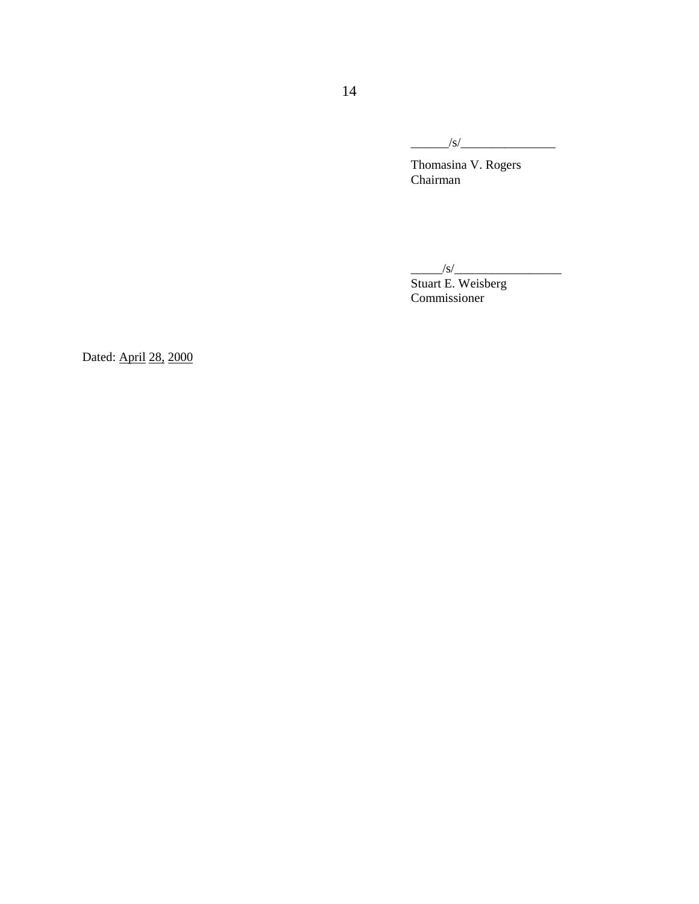______/s/_______________

Thomasina V. Rogers
Chairman

_____/s/_________________
Stuart E. Weisberg
Commissioner

Dated: April 28, 2000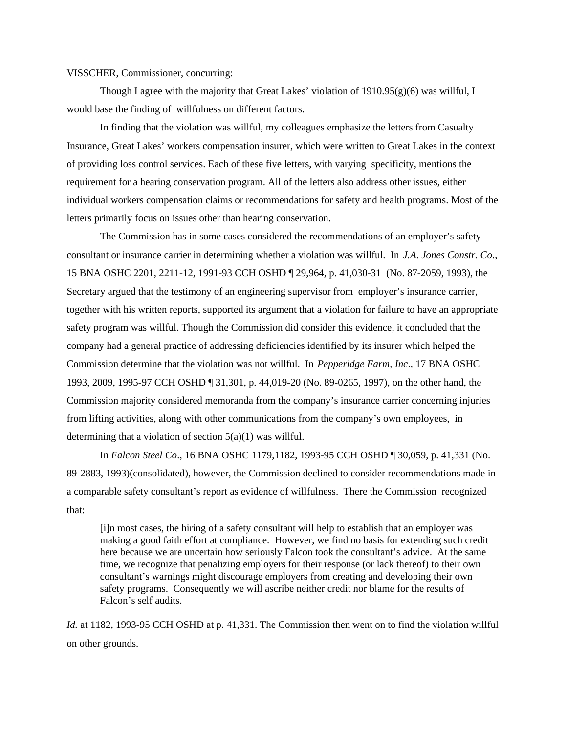VISSCHER, Commissioner, concurring:

Though I agree with the majority that Great Lakes' violation of 1910.95(g)(6) was willful, I would base the finding of willfulness on different factors.

In finding that the violation was willful, my colleagues emphasize the letters from Casualty Insurance, Great Lakes' workers compensation insurer, which were written to Great Lakes in the context of providing loss control services. Each of these five letters, with varying specificity, mentions the requirement for a hearing conservation program. All of the letters also address other issues, either individual workers compensation claims or recommendations for safety and health programs. Most of the letters primarily focus on issues other than hearing conservation.

The Commission has in some cases considered the recommendations of an employer's safety consultant or insurance carrier in determining whether a violation was willful. In *J.A. Jones Constr. Co*., 15 BNA OSHC 2201, 2211-12, 1991-93 CCH OSHD ¶ 29,964, p. 41,030-31 (No. 87-2059, 1993), the Secretary argued that the testimony of an engineering supervisor from employer's insurance carrier, together with his written reports, supported its argument that a violation for failure to have an appropriate safety program was willful. Though the Commission did consider this evidence, it concluded that the company had a general practice of addressing deficiencies identified by its insurer which helped the Commission determine that the violation was not willful. In *Pepperidge Farm, Inc*., 17 BNA OSHC 1993, 2009, 1995-97 CCH OSHD ¶ 31,301, p. 44,019-20 (No. 89-0265, 1997), on the other hand, the Commission majority considered memoranda from the company's insurance carrier concerning injuries from lifting activities, along with other communications from the company's own employees, in determining that a violation of section 5(a)(1) was willful.

In *Falcon Steel Co*., 16 BNA OSHC 1179,1182, 1993-95 CCH OSHD ¶ 30,059, p. 41,331 (No. 89-2883, 1993)(consolidated), however, the Commission declined to consider recommendations made in a comparable safety consultant's report as evidence of willfulness. There the Commission recognized that:

> [i]n most cases, the hiring of a safety consultant will help to establish that an employer was making a good faith effort at compliance. However, we find no basis for extending such credit here because we are uncertain how seriously Falcon took the consultant's advice. At the same time, we recognize that penalizing employers for their response (or lack thereof) to their own consultant's warnings might discourage employers from creating and developing their own safety programs. Consequently we will ascribe neither credit nor blame for the results of Falcon's self audits.

*Id.* at 1182, 1993-95 CCH OSHD at p. 41,331. The Commission then went on to find the violation willful on other grounds.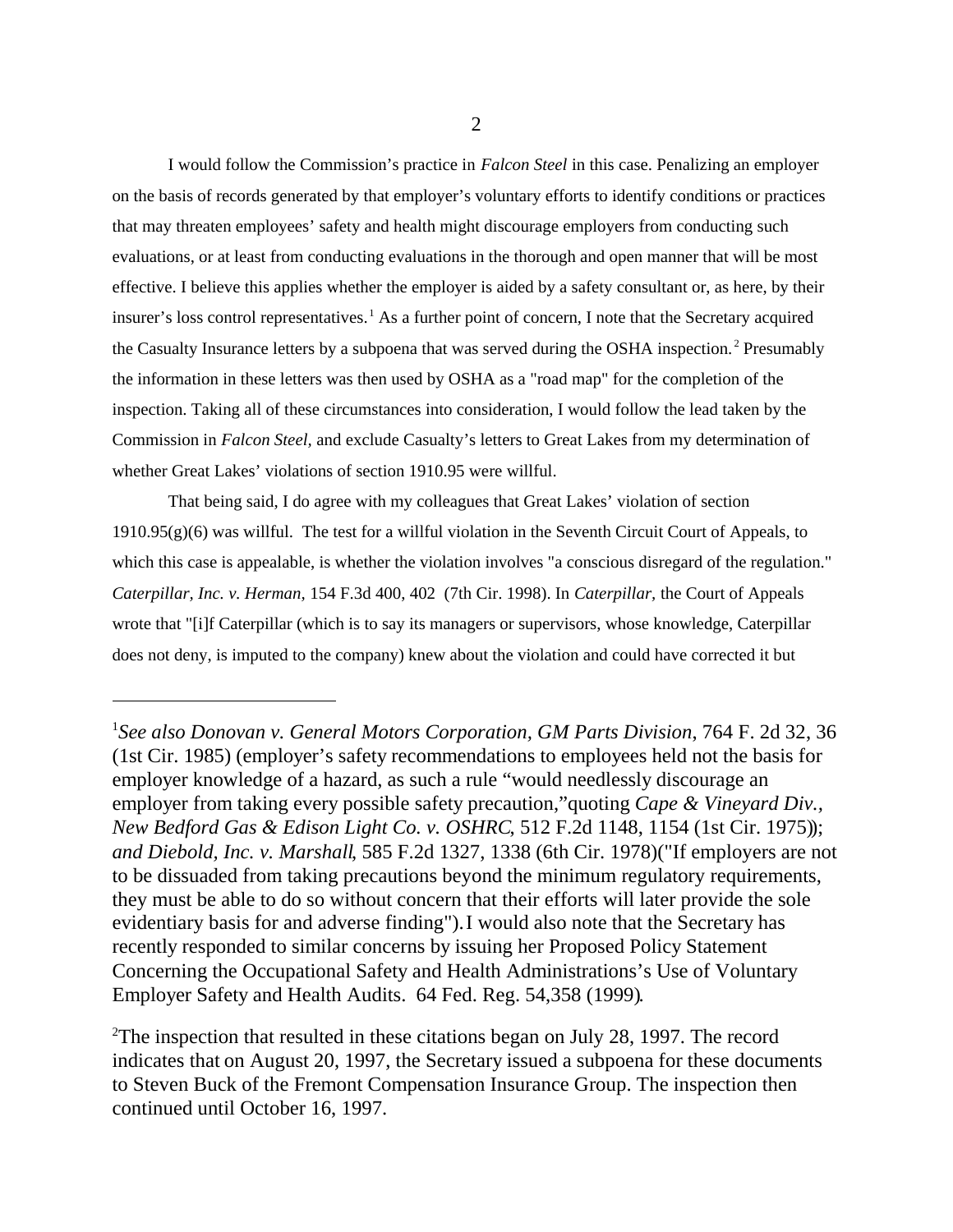I would follow the Commission's practice in *Falcon Steel* in this case. Penalizing an employer on the basis of records generated by that employer's voluntary efforts to identify conditions or practices that may threaten employees' safety and health might discourage employers from conducting such evaluations, or at least from conducting evaluations in the thorough and open manner that will be most effective. I believe this applies whether the employer is aided by a safety consultant or, as here, by their insurer's loss control representatives.[1] As a further point of concern, I note that the Secretary acquired the Casualty Insurance letters by a subpoena that was served during the OSHA inspection.[2] Presumably the information in these letters was then used by OSHA as a "road map" for the completion of the inspection. Taking all of these circumstances into consideration, I would follow the lead taken by the Commission in *Falcon Steel,* and exclude Casualty's letters to Great Lakes from my determination of whether Great Lakes' violations of section 1910.95 were willful.

That being said, I do agree with my colleagues that Great Lakes' violation of section 1910.95(g)(6) was willful. The test for a willful violation in the Seventh Circuit Court of Appeals, to which this case is appealable, is whether the violation involves "a conscious disregard of the regulation." *Caterpillar, Inc. v. Herman,* 154 F.3d 400, 402 (7th Cir. 1998). In *Caterpillar,* the Court of Appeals wrote that "[i]f Caterpillar (which is to say its managers or supervisors, whose knowledge, Caterpillar does not deny, is imputed to the company) knew about the violation and could have corrected it but

---

[1] *See also Donovan v. General Motors Corporation, GM Parts Division*, 764 F. 2d 32, 36 (1st Cir. 1985) (employer's safety recommendations to employees held not the basis for employer knowledge of a hazard, as such a rule "would needlessly discourage an employer from taking every possible safety precaution,"quoting *Cape & Vineyard Div., New Bedford Gas & Edison Light Co. v. OSHRC*, 512 F.2d 1148, 1154 (1st Cir. 1975)); *and Diebold, Inc. v. Marshall*, 585 F.2d 1327, 1338 (6th Cir. 1978)("If employers are not to be dissuaded from taking precautions beyond the minimum regulatory requirements, they must be able to do so without concern that their efforts will later provide the sole evidentiary basis for and adverse finding"). I would also note that the Secretary has recently responded to similar concerns by issuing her Proposed Policy Statement Concerning the Occupational Safety and Health Administrations's Use of Voluntary Employer Safety and Health Audits. 64 Fed. Reg. 54,358 (1999).

[2] The inspection that resulted in these citations began on July 28, 1997. The record indicates that on August 20, 1997, the Secretary issued a subpoena for these documents to Steven Buck of the Fremont Compensation Insurance Group. The inspection then continued until October 16, 1997.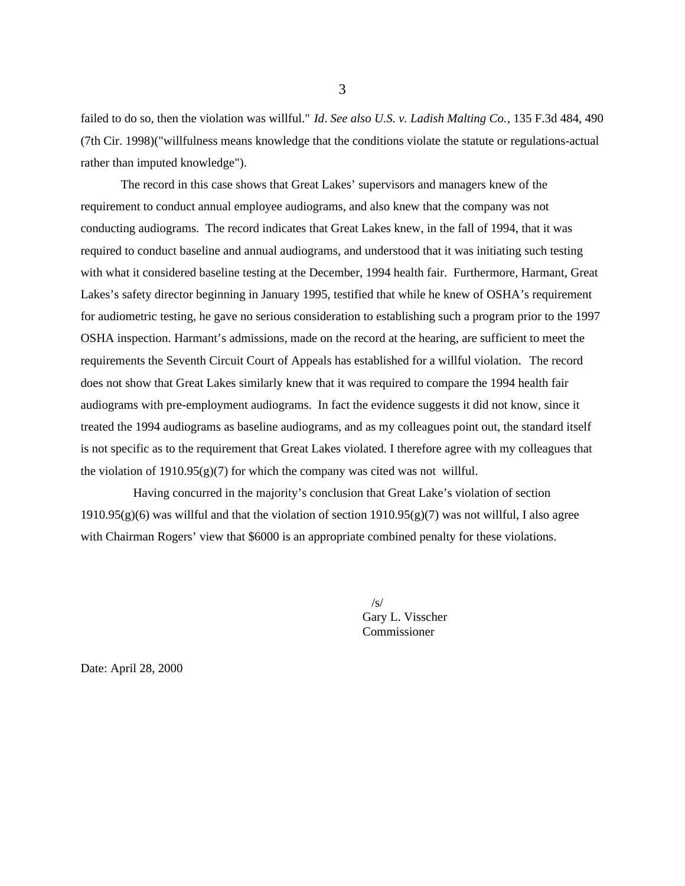failed to do so, then the violation was willful." *Id*. *See also U.S. v. Ladish Malting Co.*, 135 F.3d 484, 490 (7th Cir. 1998)("willfulness means knowledge that the conditions violate the statute or regulations-actual rather than imputed knowledge").

The record in this case shows that Great Lakes' supervisors and managers knew of the requirement to conduct annual employee audiograms, and also knew that the company was not conducting audiograms. The record indicates that Great Lakes knew, in the fall of 1994, that it was required to conduct baseline and annual audiograms, and understood that it was initiating such testing with what it considered baseline testing at the December, 1994 health fair. Furthermore, Harmant, Great Lakes's safety director beginning in January 1995, testified that while he knew of OSHA's requirement for audiometric testing, he gave no serious consideration to establishing such a program prior to the 1997 OSHA inspection. Harmant's admissions, made on the record at the hearing, are sufficient to meet the requirements the Seventh Circuit Court of Appeals has established for a willful violation. The record does not show that Great Lakes similarly knew that it was required to compare the 1994 health fair audiograms with pre-employment audiograms. In fact the evidence suggests it did not know, since it treated the 1994 audiograms as baseline audiograms, and as my colleagues point out, the standard itself is not specific as to the requirement that Great Lakes violated. I therefore agree with my colleagues that the violation of 1910.95(g)(7) for which the company was cited was not willful.

Having concurred in the majority's conclusion that Great Lake's violation of section 1910.95(g)(6) was willful and that the violation of section 1910.95(g)(7) was not willful, I also agree with Chairman Rogers' view that $6000 is an appropriate combined penalty for these violations.

/s/
Gary L. Visscher
Commissioner

Date: April 28, 2000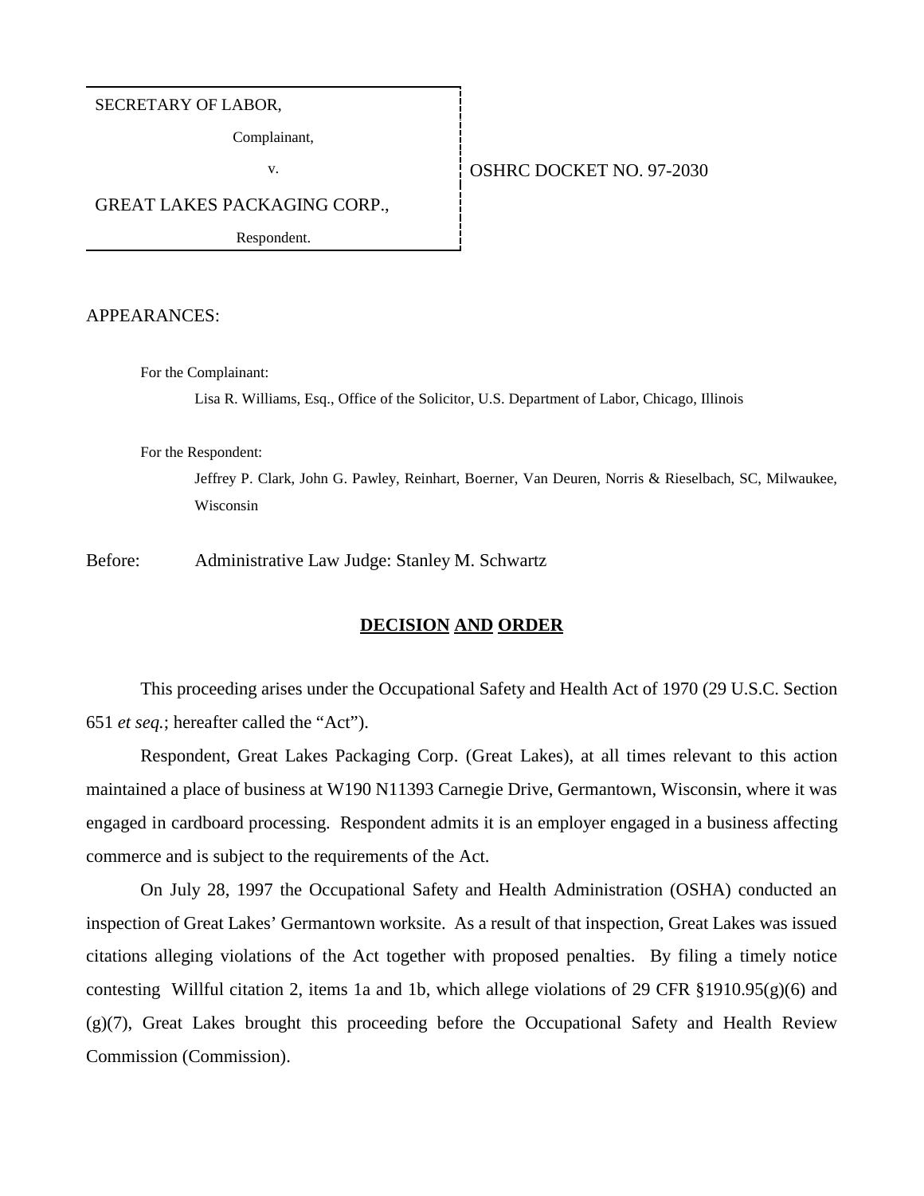| SECRETARY OF LABOR, | |
|---|---|
| Complainant, | |
| v. | OSHRC DOCKET NO. 97-2030 |
| GREAT LAKES PACKAGING CORP., | |
| Respondent. | |

APPEARANCES:

For the Complainant:

Lisa R. Williams, Esq., Office of the Solicitor, U.S. Department of Labor, Chicago, Illinois

For the Respondent:

Jeffrey P. Clark, John G. Pawley, Reinhart, Boerner, Van Deuren, Norris & Rieselbach, SC, Milwaukee, Wisconsin

Before: Administrative Law Judge: Stanley M. Schwartz

## DECISION AND ORDER

This proceeding arises under the Occupational Safety and Health Act of 1970 (29 U.S.C. Section 651 *et seq.*; hereafter called the "Act").

Respondent, Great Lakes Packaging Corp. (Great Lakes), at all times relevant to this action maintained a place of business at W190 N11393 Carnegie Drive, Germantown, Wisconsin, where it was engaged in cardboard processing. Respondent admits it is an employer engaged in a business affecting commerce and is subject to the requirements of the Act.

On July 28, 1997 the Occupational Safety and Health Administration (OSHA) conducted an inspection of Great Lakes' Germantown worksite. As a result of that inspection, Great Lakes was issued citations alleging violations of the Act together with proposed penalties. By filing a timely notice contesting Willful citation 2, items 1a and 1b, which allege violations of 29 CFR §1910.95(g)(6) and (g)(7), Great Lakes brought this proceeding before the Occupational Safety and Health Review Commission (Commission).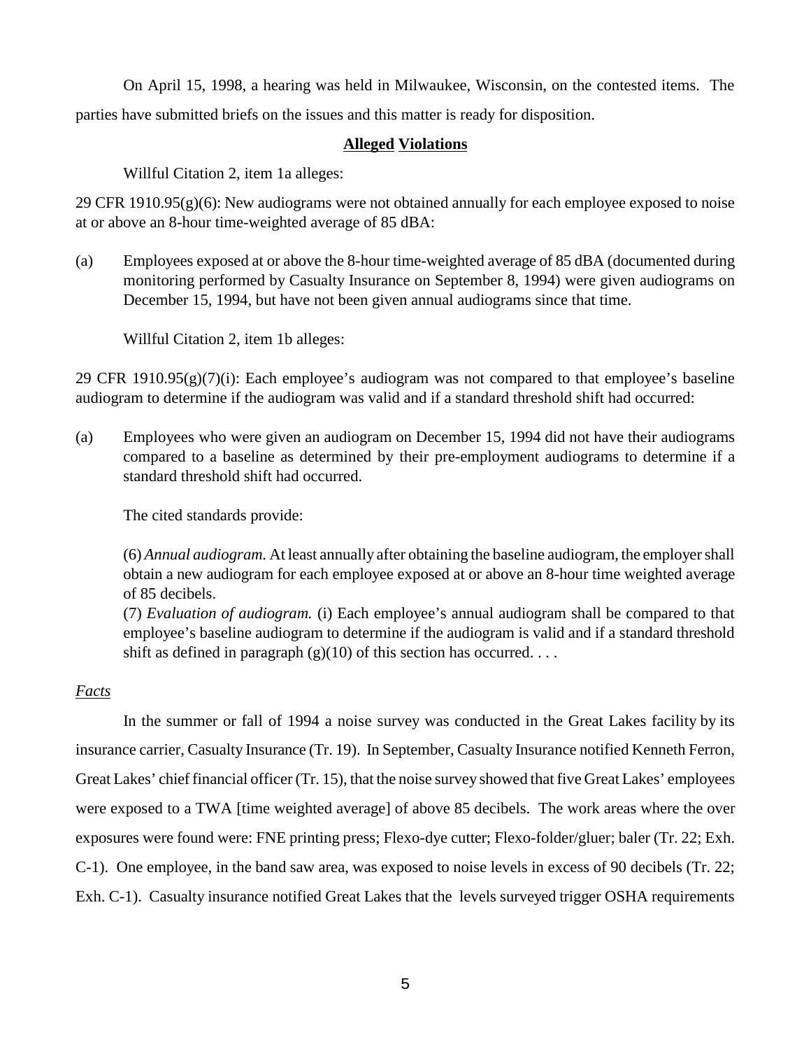On April 15, 1998, a hearing was held in Milwaukee, Wisconsin, on the contested items. The parties have submitted briefs on the issues and this matter is ready for disposition.

**Alleged Violations**

Willful Citation 2, item 1a alleges:

29 CFR 1910.95(g)(6): New audiograms were not obtained annually for each employee exposed to noise at or above an 8-hour time-weighted average of 85 dBA:

(a) Employees exposed at or above the 8-hour time-weighted average of 85 dBA (documented during monitoring performed by Casualty Insurance on September 8, 1994) were given audiograms on December 15, 1994, but have not been given annual audiograms since that time.

Willful Citation 2, item 1b alleges:

29 CFR 1910.95(g)(7)(i): Each employee's audiogram was not compared to that employee's baseline audiogram to determine if the audiogram was valid and if a standard threshold shift had occurred:

(a) Employees who were given an audiogram on December 15, 1994 did not have their audiograms compared to a baseline as determined by their pre-employment audiograms to determine if a standard threshold shift had occurred.

The cited standards provide:

> (6) *Annual audiogram.* At least annually after obtaining the baseline audiogram, the employer shall obtain a new audiogram for each employee exposed at or above an 8-hour time weighted average of 85 decibels.
> (7) *Evaluation of audiogram.* (i) Each employee's annual audiogram shall be compared to that employee's baseline audiogram to determine if the audiogram is valid and if a standard threshold shift as defined in paragraph (g)(10) of this section has occurred. . . .

*Facts*

In the summer or fall of 1994 a noise survey was conducted in the Great Lakes facility by its insurance carrier, Casualty Insurance (Tr. 19). In September, Casualty Insurance notified Kenneth Ferron, Great Lakes' chief financial officer (Tr. 15), that the noise survey showed that five Great Lakes' employees were exposed to a TWA [time weighted average] of above 85 decibels. The work areas where the over exposures were found were: FNE printing press; Flexo-dye cutter; Flexo-folder/gluer; baler (Tr. 22; Exh. C-1). One employee, in the band saw area, was exposed to noise levels in excess of 90 decibels (Tr. 22; Exh. C-1). Casualty insurance notified Great Lakes that the levels surveyed trigger OSHA requirements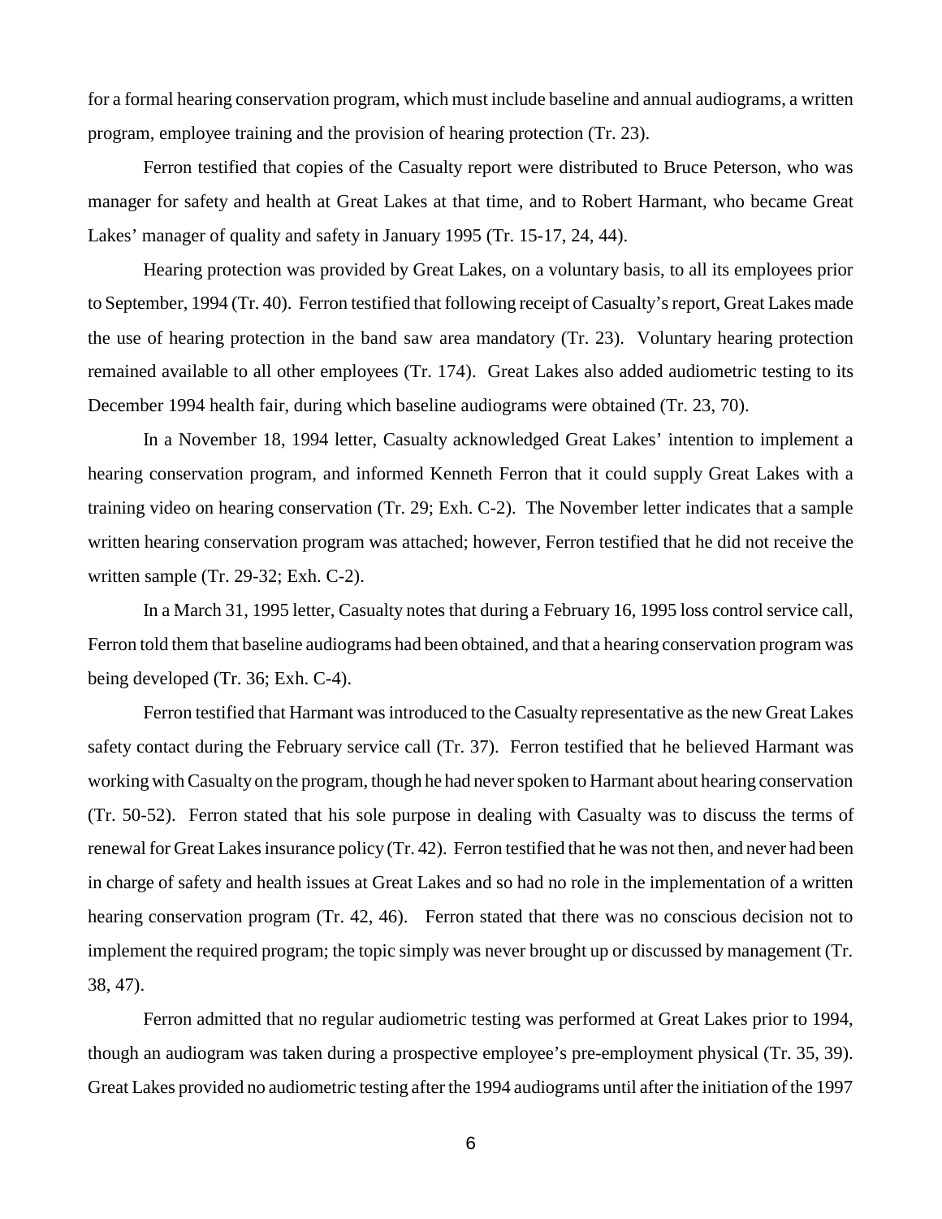for a formal hearing conservation program, which must include baseline and annual audiograms, a written program, employee training and the provision of hearing protection (Tr. 23).

Ferron testified that copies of the Casualty report were distributed to Bruce Peterson, who was manager for safety and health at Great Lakes at that time, and to Robert Harmant, who became Great Lakes' manager of quality and safety in January 1995 (Tr. 15-17, 24, 44).

Hearing protection was provided by Great Lakes, on a voluntary basis, to all its employees prior to September, 1994 (Tr. 40). Ferron testified that following receipt of Casualty's report, Great Lakes made the use of hearing protection in the band saw area mandatory (Tr. 23). Voluntary hearing protection remained available to all other employees (Tr. 174). Great Lakes also added audiometric testing to its December 1994 health fair, during which baseline audiograms were obtained (Tr. 23, 70).

In a November 18, 1994 letter, Casualty acknowledged Great Lakes' intention to implement a hearing conservation program, and informed Kenneth Ferron that it could supply Great Lakes with a training video on hearing conservation (Tr. 29; Exh. C-2). The November letter indicates that a sample written hearing conservation program was attached; however, Ferron testified that he did not receive the written sample (Tr. 29-32; Exh. C-2).

In a March 31, 1995 letter, Casualty notes that during a February 16, 1995 loss control service call, Ferron told them that baseline audiograms had been obtained, and that a hearing conservation program was being developed (Tr. 36; Exh. C-4).

Ferron testified that Harmant was introduced to the Casualty representative as the new Great Lakes safety contact during the February service call (Tr. 37). Ferron testified that he believed Harmant was working with Casualty on the program, though he had never spoken to Harmant about hearing conservation (Tr. 50-52). Ferron stated that his sole purpose in dealing with Casualty was to discuss the terms of renewal for Great Lakes insurance policy (Tr. 42). Ferron testified that he was not then, and never had been in charge of safety and health issues at Great Lakes and so had no role in the implementation of a written hearing conservation program (Tr. 42, 46). Ferron stated that there was no conscious decision not to implement the required program; the topic simply was never brought up or discussed by management (Tr. 38, 47).

Ferron admitted that no regular audiometric testing was performed at Great Lakes prior to 1994, though an audiogram was taken during a prospective employee's pre-employment physical (Tr. 35, 39). Great Lakes provided no audiometric testing after the 1994 audiograms until after the initiation of the 1997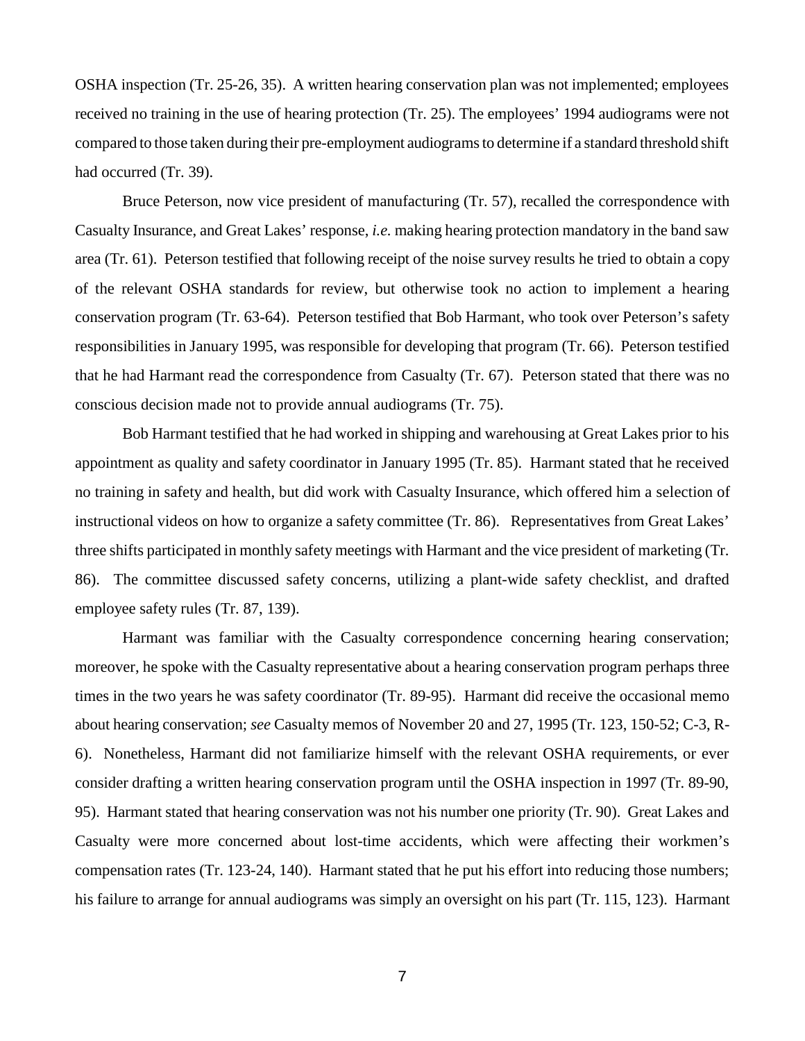OSHA inspection (Tr. 25-26, 35). A written hearing conservation plan was not implemented; employees received no training in the use of hearing protection (Tr. 25). The employees' 1994 audiograms were not compared to those taken during their pre-employment audiograms to determine if a standard threshold shift had occurred (Tr. 39).

Bruce Peterson, now vice president of manufacturing (Tr. 57), recalled the correspondence with Casualty Insurance, and Great Lakes' response, *i.e.* making hearing protection mandatory in the band saw area (Tr. 61). Peterson testified that following receipt of the noise survey results he tried to obtain a copy of the relevant OSHA standards for review, but otherwise took no action to implement a hearing conservation program (Tr. 63-64). Peterson testified that Bob Harmant, who took over Peterson's safety responsibilities in January 1995, was responsible for developing that program (Tr. 66). Peterson testified that he had Harmant read the correspondence from Casualty (Tr. 67). Peterson stated that there was no conscious decision made not to provide annual audiograms (Tr. 75).

Bob Harmant testified that he had worked in shipping and warehousing at Great Lakes prior to his appointment as quality and safety coordinator in January 1995 (Tr. 85). Harmant stated that he received no training in safety and health, but did work with Casualty Insurance, which offered him a selection of instructional videos on how to organize a safety committee (Tr. 86). Representatives from Great Lakes' three shifts participated in monthly safety meetings with Harmant and the vice president of marketing (Tr. 86). The committee discussed safety concerns, utilizing a plant-wide safety checklist, and drafted employee safety rules (Tr. 87, 139).

Harmant was familiar with the Casualty correspondence concerning hearing conservation; moreover, he spoke with the Casualty representative about a hearing conservation program perhaps three times in the two years he was safety coordinator (Tr. 89-95). Harmant did receive the occasional memo about hearing conservation; *see* Casualty memos of November 20 and 27, 1995 (Tr. 123, 150-52; C-3, R-6). Nonetheless, Harmant did not familiarize himself with the relevant OSHA requirements, or ever consider drafting a written hearing conservation program until the OSHA inspection in 1997 (Tr. 89-90, 95). Harmant stated that hearing conservation was not his number one priority (Tr. 90). Great Lakes and Casualty were more concerned about lost-time accidents, which were affecting their workmen's compensation rates (Tr. 123-24, 140). Harmant stated that he put his effort into reducing those numbers; his failure to arrange for annual audiograms was simply an oversight on his part (Tr. 115, 123). Harmant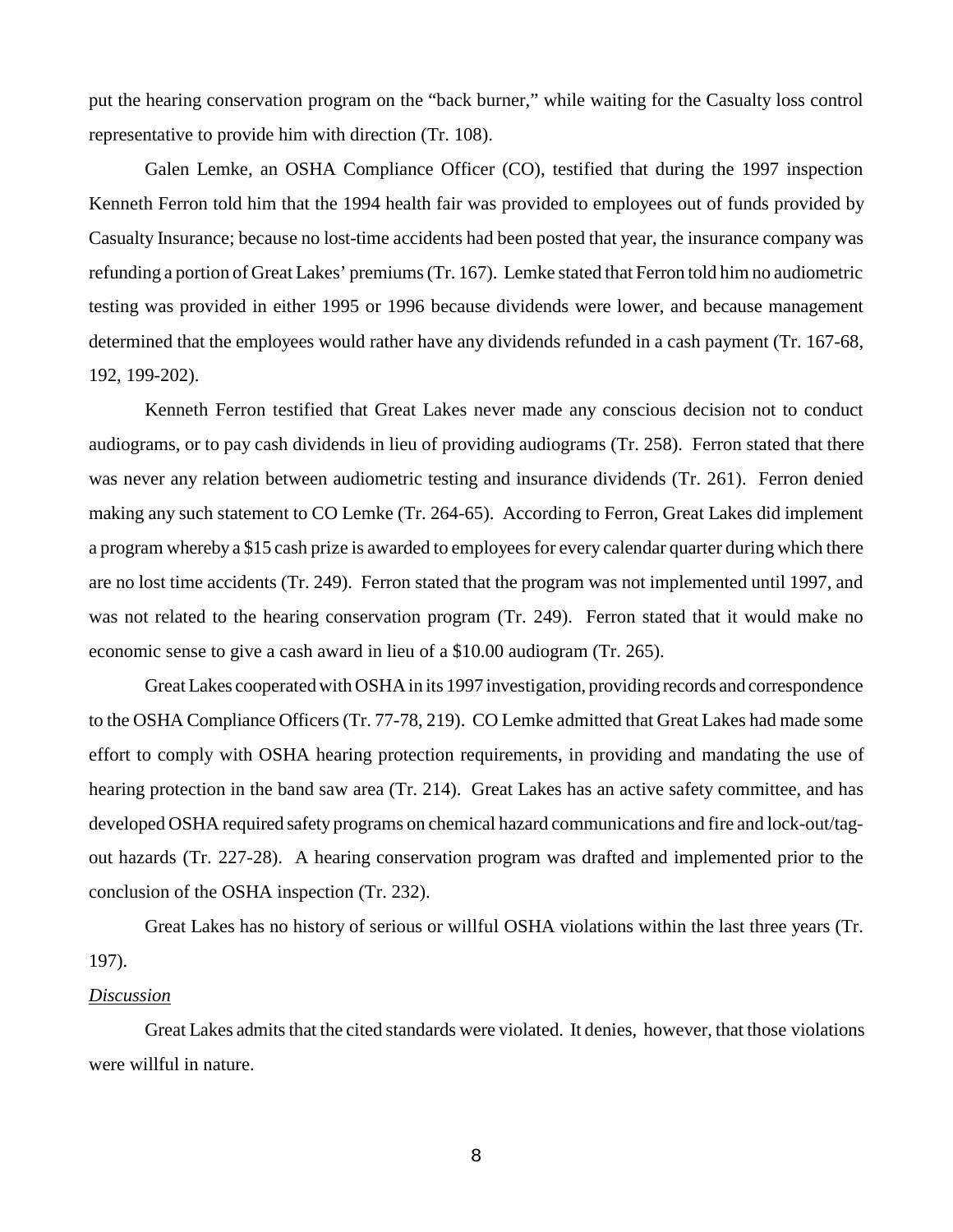put the hearing conservation program on the "back burner," while waiting for the Casualty loss control representative to provide him with direction (Tr. 108).

Galen Lemke, an OSHA Compliance Officer (CO), testified that during the 1997 inspection Kenneth Ferron told him that the 1994 health fair was provided to employees out of funds provided by Casualty Insurance; because no lost-time accidents had been posted that year, the insurance company was refunding a portion of Great Lakes' premiums (Tr. 167). Lemke stated that Ferron told him no audiometric testing was provided in either 1995 or 1996 because dividends were lower, and because management determined that the employees would rather have any dividends refunded in a cash payment (Tr. 167-68, 192, 199-202).

Kenneth Ferron testified that Great Lakes never made any conscious decision not to conduct audiograms, or to pay cash dividends in lieu of providing audiograms (Tr. 258). Ferron stated that there was never any relation between audiometric testing and insurance dividends (Tr. 261). Ferron denied making any such statement to CO Lemke (Tr. 264-65). According to Ferron, Great Lakes did implement a program whereby a $15 cash prize is awarded to employees for every calendar quarter during which there are no lost time accidents (Tr. 249). Ferron stated that the program was not implemented until 1997, and was not related to the hearing conservation program (Tr. 249). Ferron stated that it would make no economic sense to give a cash award in lieu of a $10.00 audiogram (Tr. 265).

Great Lakes cooperated with OSHA in its 1997 investigation, providing records and correspondence to the OSHA Compliance Officers (Tr. 77-78, 219). CO Lemke admitted that Great Lakes had made some effort to comply with OSHA hearing protection requirements, in providing and mandating the use of hearing protection in the band saw area (Tr. 214). Great Lakes has an active safety committee, and has developed OSHA required safety programs on chemical hazard communications and fire and lock-out/tag-out hazards (Tr. 227-28). A hearing conservation program was drafted and implemented prior to the conclusion of the OSHA inspection (Tr. 232).

Great Lakes has no history of serious or willful OSHA violations within the last three years (Tr. 197).

*Discussion*

Great Lakes admits that the cited standards were violated. It denies, however, that those violations were willful in nature.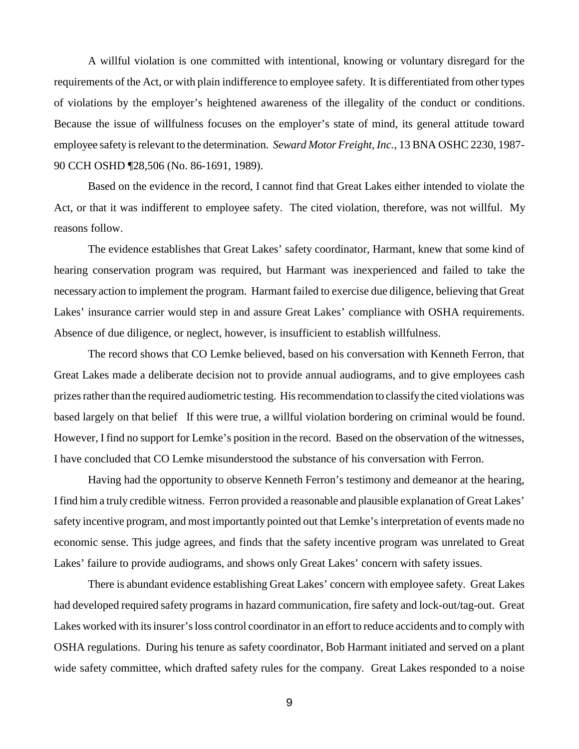A willful violation is one committed with intentional, knowing or voluntary disregard for the requirements of the Act, or with plain indifference to employee safety. It is differentiated from other types of violations by the employer's heightened awareness of the illegality of the conduct or conditions. Because the issue of willfulness focuses on the employer's state of mind, its general attitude toward employee safety is relevant to the determination. *Seward Motor Freight, Inc.*, 13 BNA OSHC 2230, 1987-90 CCH OSHD ¶28,506 (No. 86-1691, 1989).

Based on the evidence in the record, I cannot find that Great Lakes either intended to violate the Act, or that it was indifferent to employee safety. The cited violation, therefore, was not willful. My reasons follow.

The evidence establishes that Great Lakes' safety coordinator, Harmant, knew that some kind of hearing conservation program was required, but Harmant was inexperienced and failed to take the necessary action to implement the program. Harmant failed to exercise due diligence, believing that Great Lakes' insurance carrier would step in and assure Great Lakes' compliance with OSHA requirements. Absence of due diligence, or neglect, however, is insufficient to establish willfulness.

The record shows that CO Lemke believed, based on his conversation with Kenneth Ferron, that Great Lakes made a deliberate decision not to provide annual audiograms, and to give employees cash prizes rather than the required audiometric testing. His recommendation to classify the cited violations was based largely on that belief If this were true, a willful violation bordering on criminal would be found. However, I find no support for Lemke's position in the record. Based on the observation of the witnesses, I have concluded that CO Lemke misunderstood the substance of his conversation with Ferron.

Having had the opportunity to observe Kenneth Ferron's testimony and demeanor at the hearing, I find him a truly credible witness. Ferron provided a reasonable and plausible explanation of Great Lakes' safety incentive program, and most importantly pointed out that Lemke's interpretation of events made no economic sense. This judge agrees, and finds that the safety incentive program was unrelated to Great Lakes' failure to provide audiograms, and shows only Great Lakes' concern with safety issues.

There is abundant evidence establishing Great Lakes' concern with employee safety. Great Lakes had developed required safety programs in hazard communication, fire safety and lock-out/tag-out. Great Lakes worked with its insurer's loss control coordinator in an effort to reduce accidents and to comply with OSHA regulations. During his tenure as safety coordinator, Bob Harmant initiated and served on a plant wide safety committee, which drafted safety rules for the company. Great Lakes responded to a noise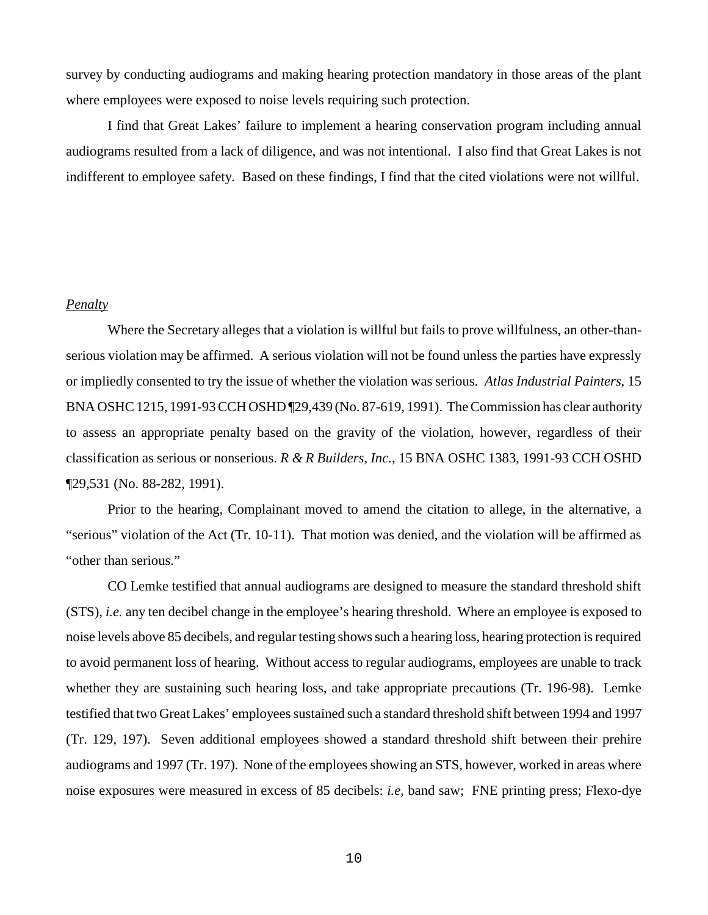survey by conducting audiograms and making hearing protection mandatory in those areas of the plant where employees were exposed to noise levels requiring such protection.

I find that Great Lakes' failure to implement a hearing conservation program including annual audiograms resulted from a lack of diligence, and was not intentional. I also find that Great Lakes is not indifferent to employee safety. Based on these findings, I find that the cited violations were not willful.

*Penalty*

Where the Secretary alleges that a violation is willful but fails to prove willfulness, an other-than-serious violation may be affirmed. A serious violation will not be found unless the parties have expressly or impliedly consented to try the issue of whether the violation was serious. *Atlas Industrial Painters*, 15 BNA OSHC 1215, 1991-93 CCH OSHD ¶29,439 (No. 87-619, 1991). The Commission has clear authority to assess an appropriate penalty based on the gravity of the violation, however, regardless of their classification as serious or nonserious. *R & R Builders, Inc.*, 15 BNA OSHC 1383, 1991-93 CCH OSHD ¶29,531 (No. 88-282, 1991).

Prior to the hearing, Complainant moved to amend the citation to allege, in the alternative, a "serious" violation of the Act (Tr. 10-11). That motion was denied, and the violation will be affirmed as "other than serious."

CO Lemke testified that annual audiograms are designed to measure the standard threshold shift (STS), *i.e.* any ten decibel change in the employee's hearing threshold. Where an employee is exposed to noise levels above 85 decibels, and regular testing shows such a hearing loss, hearing protection is required to avoid permanent loss of hearing. Without access to regular audiograms, employees are unable to track whether they are sustaining such hearing loss, and take appropriate precautions (Tr. 196-98). Lemke testified that two Great Lakes' employees sustained such a standard threshold shift between 1994 and 1997 (Tr. 129, 197). Seven additional employees showed a standard threshold shift between their prehire audiograms and 1997 (Tr. 197). None of the employees showing an STS, however, worked in areas where noise exposures were measured in excess of 85 decibels: *i.e*, band saw; FNE printing press; Flexo-dye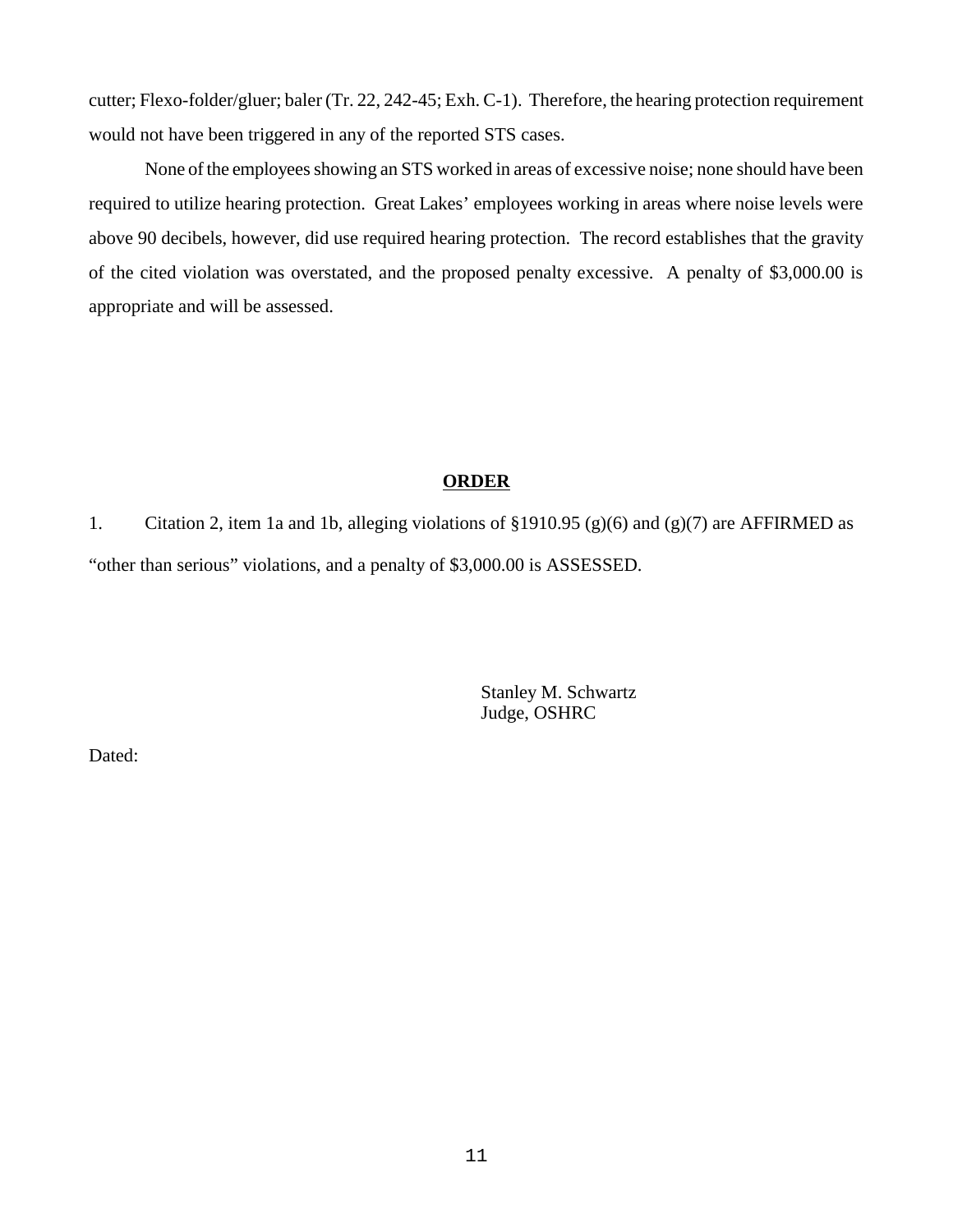cutter; Flexo-folder/gluer; baler (Tr. 22, 242-45; Exh. C-1). Therefore, the hearing protection requirement would not have been triggered in any of the reported STS cases.

None of the employees showing an STS worked in areas of excessive noise; none should have been required to utilize hearing protection. Great Lakes' employees working in areas where noise levels were above 90 decibels, however, did use required hearing protection. The record establishes that the gravity of the cited violation was overstated, and the proposed penalty excessive. A penalty of $3,000.00 is appropriate and will be assessed.

## ORDER

1. Citation 2, item 1a and 1b, alleging violations of §1910.95 (g)(6) and (g)(7) are AFFIRMED as "other than serious" violations, and a penalty of $3,000.00 is ASSESSED.

Stanley M. Schwartz
Judge, OSHRC

Dated: